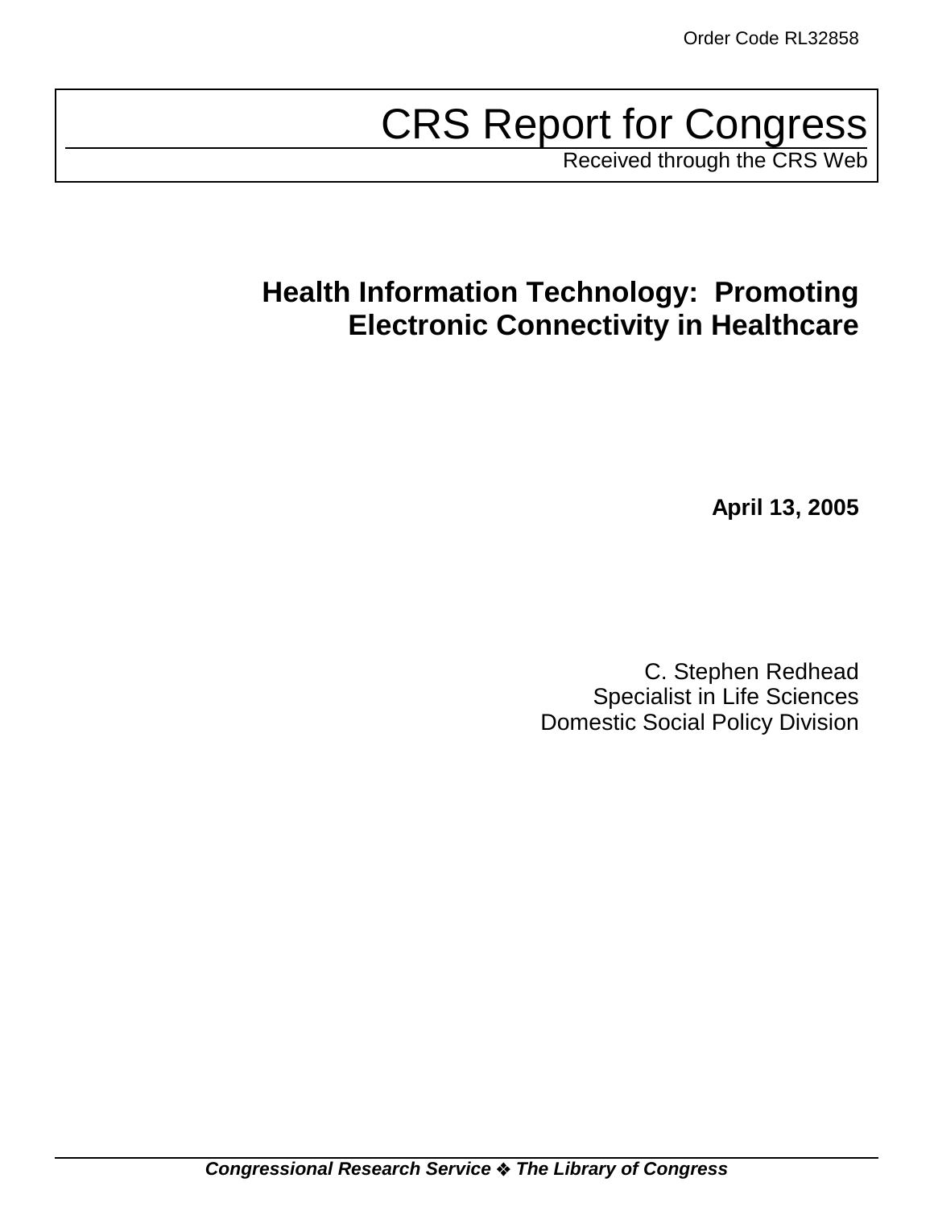Order Code RL32858

# CRS Report for Congress

Received through the CRS Web

## Health Information Technology: Promoting Electronic Connectivity in Healthcare

**April 13, 2005**

C. Stephen Redhead
Specialist in Life Sciences
Domestic Social Policy Division

***Congressional Research Service ❖ The Library of Congress***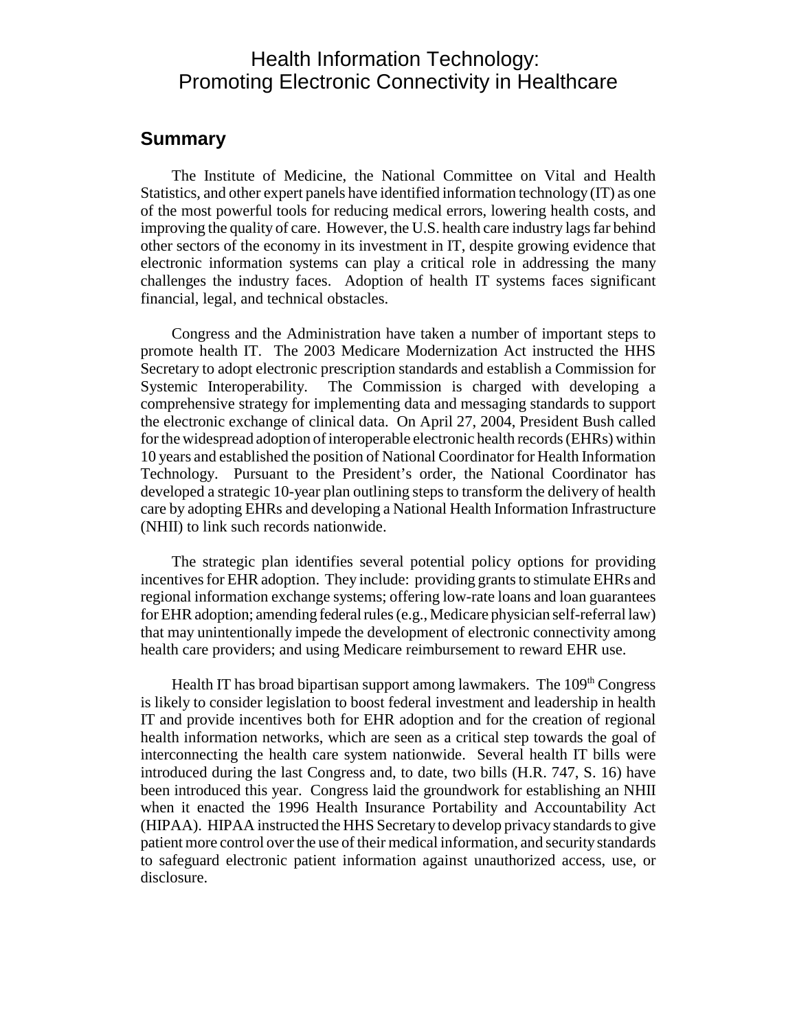# Health Information Technology: Promoting Electronic Connectivity in Healthcare

## Summary

The Institute of Medicine, the National Committee on Vital and Health Statistics, and other expert panels have identified information technology (IT) as one of the most powerful tools for reducing medical errors, lowering health costs, and improving the quality of care. However, the U.S. health care industry lags far behind other sectors of the economy in its investment in IT, despite growing evidence that electronic information systems can play a critical role in addressing the many challenges the industry faces. Adoption of health IT systems faces significant financial, legal, and technical obstacles.

Congress and the Administration have taken a number of important steps to promote health IT. The 2003 Medicare Modernization Act instructed the HHS Secretary to adopt electronic prescription standards and establish a Commission for Systemic Interoperability. The Commission is charged with developing a comprehensive strategy for implementing data and messaging standards to support the electronic exchange of clinical data. On April 27, 2004, President Bush called for the widespread adoption of interoperable electronic health records (EHRs) within 10 years and established the position of National Coordinator for Health Information Technology. Pursuant to the President's order, the National Coordinator has developed a strategic 10-year plan outlining steps to transform the delivery of health care by adopting EHRs and developing a National Health Information Infrastructure (NHII) to link such records nationwide.

The strategic plan identifies several potential policy options for providing incentives for EHR adoption. They include: providing grants to stimulate EHRs and regional information exchange systems; offering low-rate loans and loan guarantees for EHR adoption; amending federal rules (e.g., Medicare physician self-referral law) that may unintentionally impede the development of electronic connectivity among health care providers; and using Medicare reimbursement to reward EHR use.

Health IT has broad bipartisan support among lawmakers. The 109th Congress is likely to consider legislation to boost federal investment and leadership in health IT and provide incentives both for EHR adoption and for the creation of regional health information networks, which are seen as a critical step towards the goal of interconnecting the health care system nationwide. Several health IT bills were introduced during the last Congress and, to date, two bills (H.R. 747, S. 16) have been introduced this year. Congress laid the groundwork for establishing an NHII when it enacted the 1996 Health Insurance Portability and Accountability Act (HIPAA). HIPAA instructed the HHS Secretary to develop privacy standards to give patient more control over the use of their medical information, and security standards to safeguard electronic patient information against unauthorized access, use, or disclosure.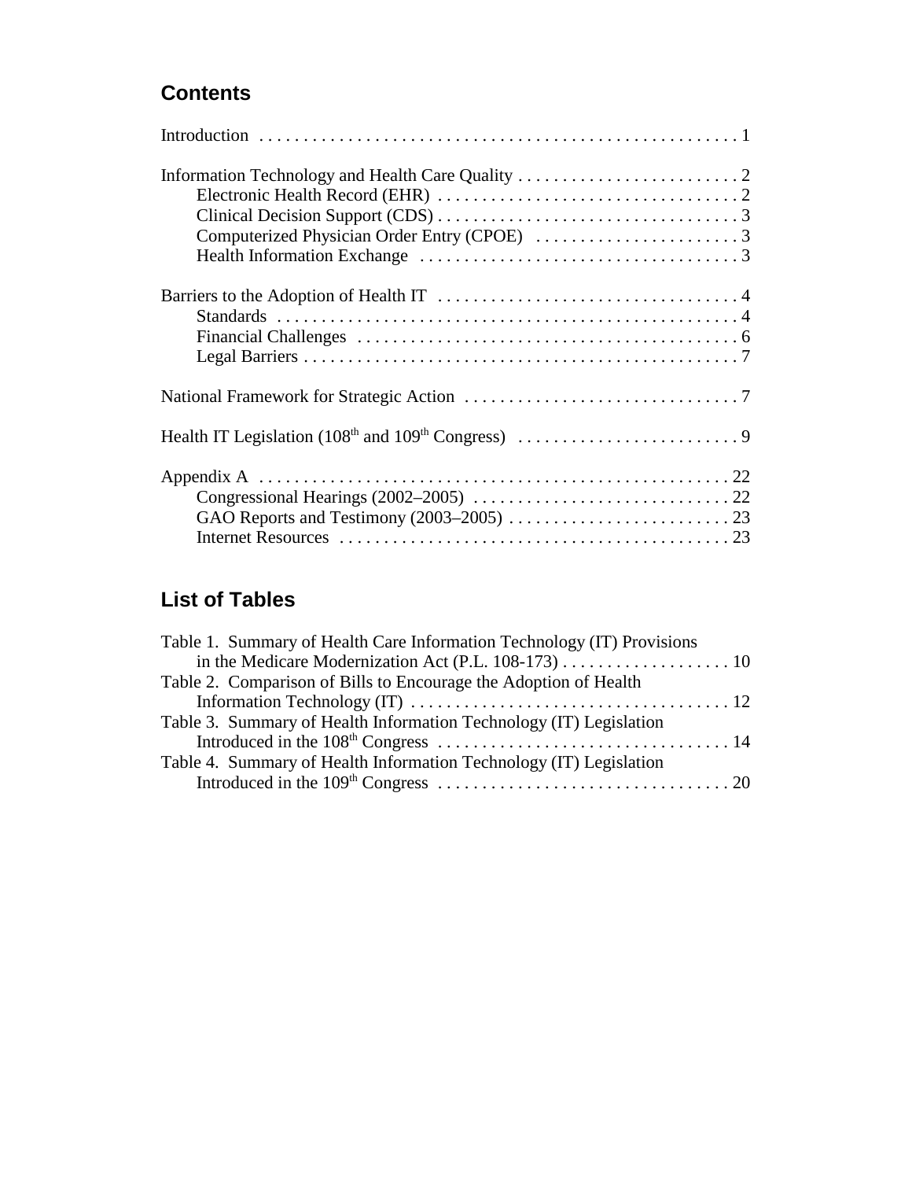## Contents

Introduction . . . . . . . . . . . . . . . . . . . . . . . . . . . . . . . . . . . . . . . . . . . . . . . . . . . . 1

Information Technology and Health Care Quality . . . . . . . . . . . . . . . . . . . . . . . . . 2
- Electronic Health Record (EHR) . . . . . . . . . . . . . . . . . . . . . . . . . . . . . . . . . . 2
- Clinical Decision Support (CDS) . . . . . . . . . . . . . . . . . . . . . . . . . . . . . . . . . . 3
- Computerized Physician Order Entry (CPOE) . . . . . . . . . . . . . . . . . . . . . . . 3
- Health Information Exchange . . . . . . . . . . . . . . . . . . . . . . . . . . . . . . . . . . . . 3

Barriers to the Adoption of Health IT . . . . . . . . . . . . . . . . . . . . . . . . . . . . . . . . . . 4
- Standards . . . . . . . . . . . . . . . . . . . . . . . . . . . . . . . . . . . . . . . . . . . . . . . . . . . . 4
- Financial Challenges . . . . . . . . . . . . . . . . . . . . . . . . . . . . . . . . . . . . . . . . . . . 6
- Legal Barriers . . . . . . . . . . . . . . . . . . . . . . . . . . . . . . . . . . . . . . . . . . . . . . . . . 7

National Framework for Strategic Action . . . . . . . . . . . . . . . . . . . . . . . . . . . . . . . 7

Health IT Legislation (108th and 109th Congress) . . . . . . . . . . . . . . . . . . . . . . . . . 9

Appendix A . . . . . . . . . . . . . . . . . . . . . . . . . . . . . . . . . . . . . . . . . . . . . . . . . . . . 22
- Congressional Hearings (2002–2005) . . . . . . . . . . . . . . . . . . . . . . . . . . . . . 22
- GAO Reports and Testimony (2003–2005) . . . . . . . . . . . . . . . . . . . . . . . . . 23
- Internet Resources . . . . . . . . . . . . . . . . . . . . . . . . . . . . . . . . . . . . . . . . . . . . 23

## List of Tables

Table 1. Summary of Health Care Information Technology (IT) Provisions in the Medicare Modernization Act (P.L. 108-173) . . . . . . . . . . . . . . . . . . . 10

Table 2. Comparison of Bills to Encourage the Adoption of Health Information Technology (IT) . . . . . . . . . . . . . . . . . . . . . . . . . . . . . . . . . . . 12

Table 3. Summary of Health Information Technology (IT) Legislation Introduced in the 108th Congress . . . . . . . . . . . . . . . . . . . . . . . . . . . . . . . . . 14

Table 4. Summary of Health Information Technology (IT) Legislation Introduced in the 109th Congress . . . . . . . . . . . . . . . . . . . . . . . . . . . . . . . . . 20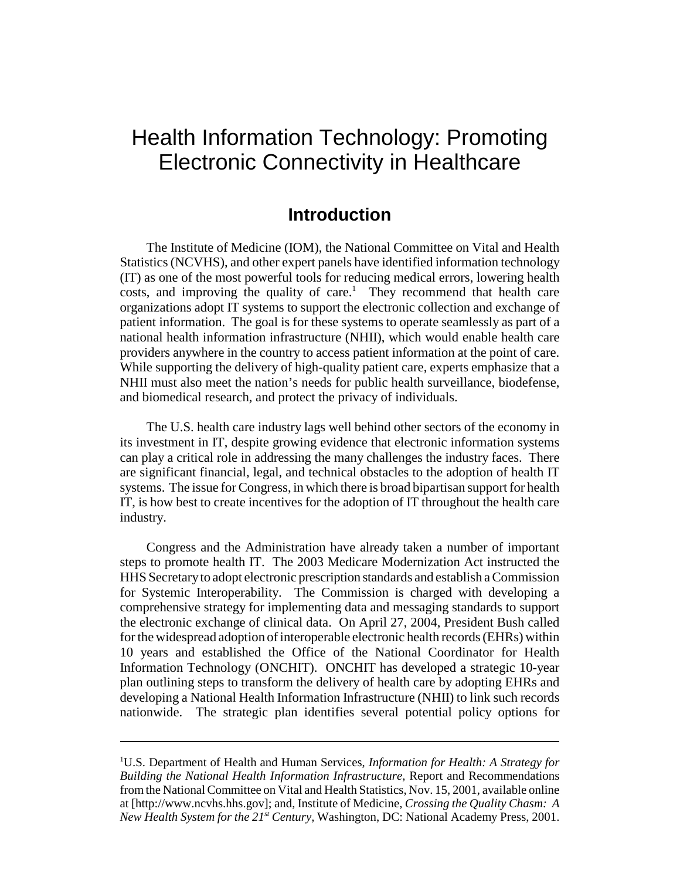# Health Information Technology: Promoting Electronic Connectivity in Healthcare

## Introduction

The Institute of Medicine (IOM), the National Committee on Vital and Health Statistics (NCVHS), and other expert panels have identified information technology (IT) as one of the most powerful tools for reducing medical errors, lowering health costs, and improving the quality of care.[1] They recommend that health care organizations adopt IT systems to support the electronic collection and exchange of patient information. The goal is for these systems to operate seamlessly as part of a national health information infrastructure (NHII), which would enable health care providers anywhere in the country to access patient information at the point of care. While supporting the delivery of high-quality patient care, experts emphasize that a NHII must also meet the nation's needs for public health surveillance, biodefense, and biomedical research, and protect the privacy of individuals.

The U.S. health care industry lags well behind other sectors of the economy in its investment in IT, despite growing evidence that electronic information systems can play a critical role in addressing the many challenges the industry faces. There are significant financial, legal, and technical obstacles to the adoption of health IT systems. The issue for Congress, in which there is broad bipartisan support for health IT, is how best to create incentives for the adoption of IT throughout the health care industry.

Congress and the Administration have already taken a number of important steps to promote health IT. The 2003 Medicare Modernization Act instructed the HHS Secretary to adopt electronic prescription standards and establish a Commission for Systemic Interoperability. The Commission is charged with developing a comprehensive strategy for implementing data and messaging standards to support the electronic exchange of clinical data. On April 27, 2004, President Bush called for the widespread adoption of interoperable electronic health records (EHRs) within 10 years and established the Office of the National Coordinator for Health Information Technology (ONCHIT). ONCHIT has developed a strategic 10-year plan outlining steps to transform the delivery of health care by adopting EHRs and developing a National Health Information Infrastructure (NHII) to link such records nationwide. The strategic plan identifies several potential policy options for

---

[1]U.S. Department of Health and Human Services, *Information for Health: A Strategy for Building the National Health Information Infrastructure*, Report and Recommendations from the National Committee on Vital and Health Statistics, Nov. 15, 2001, available online at [http://www.ncvhs.hhs.gov]; and, Institute of Medicine, *Crossing the Quality Chasm: A New Health System for the 21st Century*, Washington, DC: National Academy Press, 2001.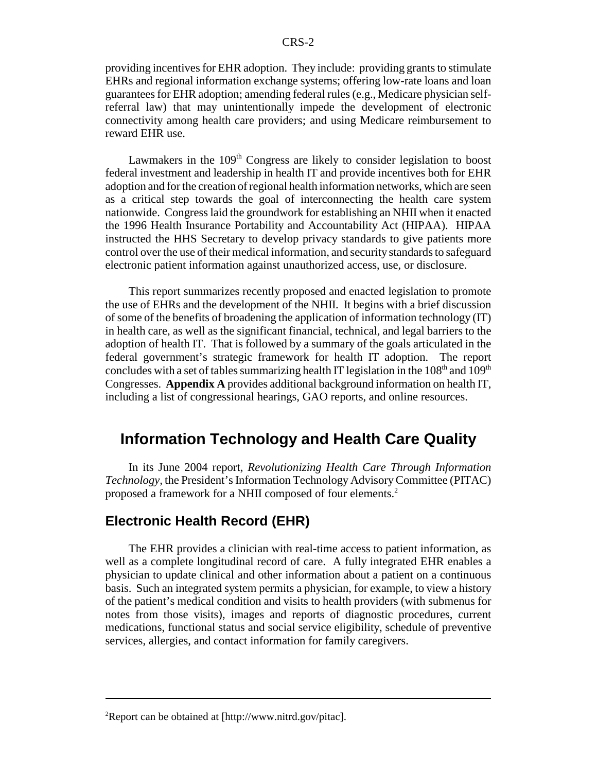providing incentives for EHR adoption. They include: providing grants to stimulate EHRs and regional information exchange systems; offering low-rate loans and loan guarantees for EHR adoption; amending federal rules (e.g., Medicare physician self-referral law) that may unintentionally impede the development of electronic connectivity among health care providers; and using Medicare reimbursement to reward EHR use.

Lawmakers in the 109th Congress are likely to consider legislation to boost federal investment and leadership in health IT and provide incentives both for EHR adoption and for the creation of regional health information networks, which are seen as a critical step towards the goal of interconnecting the health care system nationwide. Congress laid the groundwork for establishing an NHII when it enacted the 1996 Health Insurance Portability and Accountability Act (HIPAA). HIPAA instructed the HHS Secretary to develop privacy standards to give patients more control over the use of their medical information, and security standards to safeguard electronic patient information against unauthorized access, use, or disclosure.

This report summarizes recently proposed and enacted legislation to promote the use of EHRs and the development of the NHII. It begins with a brief discussion of some of the benefits of broadening the application of information technology (IT) in health care, as well as the significant financial, technical, and legal barriers to the adoption of health IT. That is followed by a summary of the goals articulated in the federal government's strategic framework for health IT adoption. The report concludes with a set of tables summarizing health IT legislation in the 108th and 109th Congresses. **Appendix A** provides additional background information on health IT, including a list of congressional hearings, GAO reports, and online resources.

## Information Technology and Health Care Quality

In its June 2004 report, *Revolutionizing Health Care Through Information Technology*, the President's Information Technology Advisory Committee (PITAC) proposed a framework for a NHII composed of four elements.[2]

### Electronic Health Record (EHR)

The EHR provides a clinician with real-time access to patient information, as well as a complete longitudinal record of care. A fully integrated EHR enables a physician to update clinical and other information about a patient on a continuous basis. Such an integrated system permits a physician, for example, to view a history of the patient's medical condition and visits to health providers (with submenus for notes from those visits), images and reports of diagnostic procedures, current medications, functional status and social service eligibility, schedule of preventive services, allergies, and contact information for family caregivers.

---

[2]Report can be obtained at [http://www.nitrd.gov/pitac].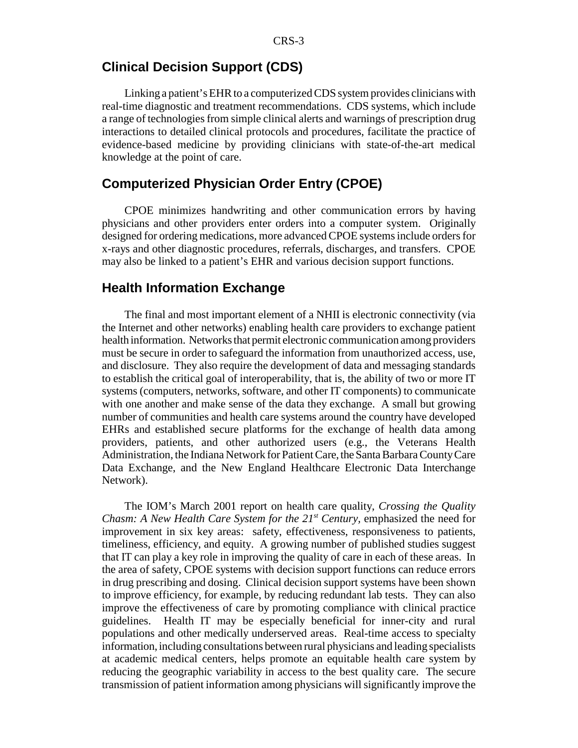## Clinical Decision Support (CDS)

Linking a patient's EHR to a computerized CDS system provides clinicians with real-time diagnostic and treatment recommendations. CDS systems, which include a range of technologies from simple clinical alerts and warnings of prescription drug interactions to detailed clinical protocols and procedures, facilitate the practice of evidence-based medicine by providing clinicians with state-of-the-art medical knowledge at the point of care.

## Computerized Physician Order Entry (CPOE)

CPOE minimizes handwriting and other communication errors by having physicians and other providers enter orders into a computer system. Originally designed for ordering medications, more advanced CPOE systems include orders for x-rays and other diagnostic procedures, referrals, discharges, and transfers. CPOE may also be linked to a patient's EHR and various decision support functions.

## Health Information Exchange

The final and most important element of a NHII is electronic connectivity (via the Internet and other networks) enabling health care providers to exchange patient health information. Networks that permit electronic communication among providers must be secure in order to safeguard the information from unauthorized access, use, and disclosure. They also require the development of data and messaging standards to establish the critical goal of interoperability, that is, the ability of two or more IT systems (computers, networks, software, and other IT components) to communicate with one another and make sense of the data they exchange. A small but growing number of communities and health care systems around the country have developed EHRs and established secure platforms for the exchange of health data among providers, patients, and other authorized users (e.g., the Veterans Health Administration, the Indiana Network for Patient Care, the Santa Barbara County Care Data Exchange, and the New England Healthcare Electronic Data Interchange Network).

The IOM's March 2001 report on health care quality, *Crossing the Quality Chasm: A New Health Care System for the 21st Century*, emphasized the need for improvement in six key areas: safety, effectiveness, responsiveness to patients, timeliness, efficiency, and equity. A growing number of published studies suggest that IT can play a key role in improving the quality of care in each of these areas. In the area of safety, CPOE systems with decision support functions can reduce errors in drug prescribing and dosing. Clinical decision support systems have been shown to improve efficiency, for example, by reducing redundant lab tests. They can also improve the effectiveness of care by promoting compliance with clinical practice guidelines. Health IT may be especially beneficial for inner-city and rural populations and other medically underserved areas. Real-time access to specialty information, including consultations between rural physicians and leading specialists at academic medical centers, helps promote an equitable health care system by reducing the geographic variability in access to the best quality care. The secure transmission of patient information among physicians will significantly improve the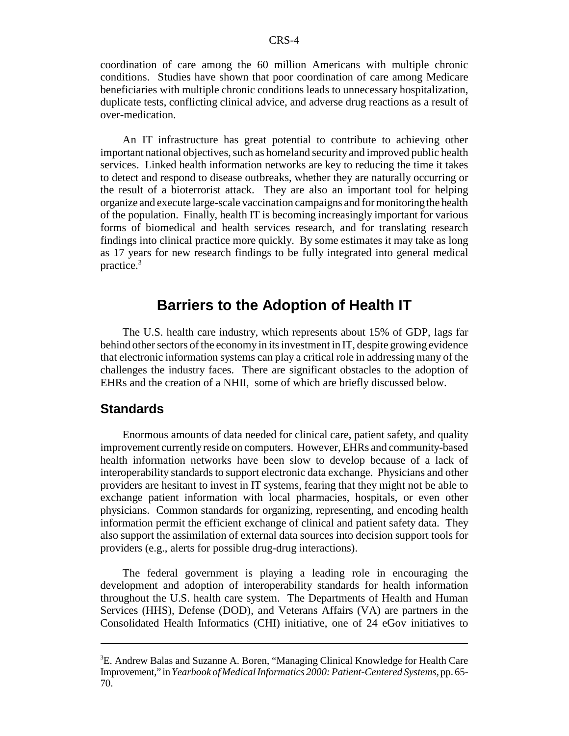coordination of care among the 60 million Americans with multiple chronic conditions. Studies have shown that poor coordination of care among Medicare beneficiaries with multiple chronic conditions leads to unnecessary hospitalization, duplicate tests, conflicting clinical advice, and adverse drug reactions as a result of over-medication.

An IT infrastructure has great potential to contribute to achieving other important national objectives, such as homeland security and improved public health services. Linked health information networks are key to reducing the time it takes to detect and respond to disease outbreaks, whether they are naturally occurring or the result of a bioterrorist attack. They are also an important tool for helping organize and execute large-scale vaccination campaigns and for monitoring the health of the population. Finally, health IT is becoming increasingly important for various forms of biomedical and health services research, and for translating research findings into clinical practice more quickly. By some estimates it may take as long as 17 years for new research findings to be fully integrated into general medical practice.[3]

## Barriers to the Adoption of Health IT

The U.S. health care industry, which represents about 15% of GDP, lags far behind other sectors of the economy in its investment in IT, despite growing evidence that electronic information systems can play a critical role in addressing many of the challenges the industry faces. There are significant obstacles to the adoption of EHRs and the creation of a NHII, some of which are briefly discussed below.

### Standards

Enormous amounts of data needed for clinical care, patient safety, and quality improvement currently reside on computers. However, EHRs and community-based health information networks have been slow to develop because of a lack of interoperability standards to support electronic data exchange. Physicians and other providers are hesitant to invest in IT systems, fearing that they might not be able to exchange patient information with local pharmacies, hospitals, or even other physicians. Common standards for organizing, representing, and encoding health information permit the efficient exchange of clinical and patient safety data. They also support the assimilation of external data sources into decision support tools for providers (e.g., alerts for possible drug-drug interactions).

The federal government is playing a leading role in encouraging the development and adoption of interoperability standards for health information throughout the U.S. health care system. The Departments of Health and Human Services (HHS), Defense (DOD), and Veterans Affairs (VA) are partners in the Consolidated Health Informatics (CHI) initiative, one of 24 eGov initiatives to

---

[3] E. Andrew Balas and Suzanne A. Boren, "Managing Clinical Knowledge for Health Care Improvement," in *Yearbook of Medical Informatics 2000: Patient-Centered Systems*, pp. 65-70.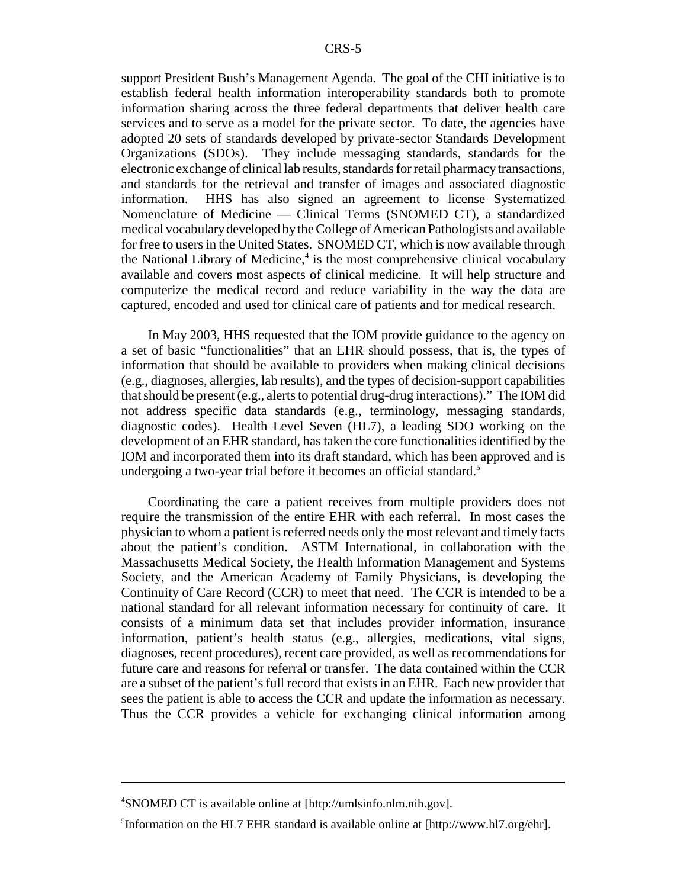support President Bush's Management Agenda. The goal of the CHI initiative is to establish federal health information interoperability standards both to promote information sharing across the three federal departments that deliver health care services and to serve as a model for the private sector. To date, the agencies have adopted 20 sets of standards developed by private-sector Standards Development Organizations (SDOs). They include messaging standards, standards for the electronic exchange of clinical lab results, standards for retail pharmacy transactions, and standards for the retrieval and transfer of images and associated diagnostic information. HHS has also signed an agreement to license Systematized Nomenclature of Medicine — Clinical Terms (SNOMED CT), a standardized medical vocabulary developed by the College of American Pathologists and available for free to users in the United States. SNOMED CT, which is now available through the National Library of Medicine,[4] is the most comprehensive clinical vocabulary available and covers most aspects of clinical medicine. It will help structure and computerize the medical record and reduce variability in the way the data are captured, encoded and used for clinical care of patients and for medical research.

In May 2003, HHS requested that the IOM provide guidance to the agency on a set of basic "functionalities" that an EHR should possess, that is, the types of information that should be available to providers when making clinical decisions (e.g., diagnoses, allergies, lab results), and the types of decision-support capabilities that should be present (e.g., alerts to potential drug-drug interactions)." The IOM did not address specific data standards (e.g., terminology, messaging standards, diagnostic codes). Health Level Seven (HL7), a leading SDO working on the development of an EHR standard, has taken the core functionalities identified by the IOM and incorporated them into its draft standard, which has been approved and is undergoing a two-year trial before it becomes an official standard.[5]

Coordinating the care a patient receives from multiple providers does not require the transmission of the entire EHR with each referral. In most cases the physician to whom a patient is referred needs only the most relevant and timely facts about the patient's condition. ASTM International, in collaboration with the Massachusetts Medical Society, the Health Information Management and Systems Society, and the American Academy of Family Physicians, is developing the Continuity of Care Record (CCR) to meet that need. The CCR is intended to be a national standard for all relevant information necessary for continuity of care. It consists of a minimum data set that includes provider information, insurance information, patient's health status (e.g., allergies, medications, vital signs, diagnoses, recent procedures), recent care provided, as well as recommendations for future care and reasons for referral or transfer. The data contained within the CCR are a subset of the patient's full record that exists in an EHR. Each new provider that sees the patient is able to access the CCR and update the information as necessary. Thus the CCR provides a vehicle for exchanging clinical information among

---

[4]SNOMED CT is available online at [http://umlsinfo.nlm.nih.gov].

[5]Information on the HL7 EHR standard is available online at [http://www.hl7.org/ehr].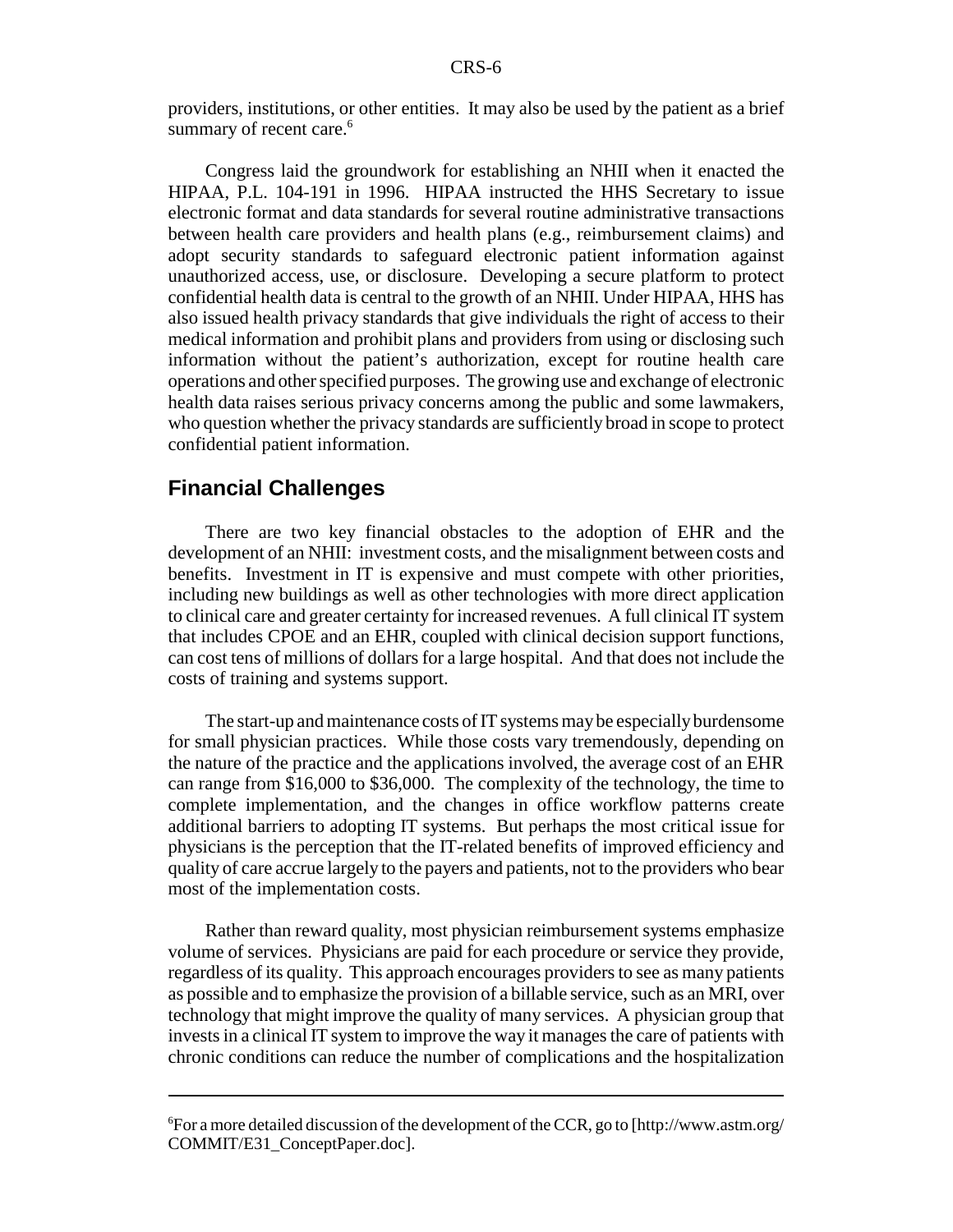providers, institutions, or other entities. It may also be used by the patient as a brief summary of recent care.[6]

Congress laid the groundwork for establishing an NHII when it enacted the HIPAA, P.L. 104-191 in 1996. HIPAA instructed the HHS Secretary to issue electronic format and data standards for several routine administrative transactions between health care providers and health plans (e.g., reimbursement claims) and adopt security standards to safeguard electronic patient information against unauthorized access, use, or disclosure. Developing a secure platform to protect confidential health data is central to the growth of an NHII. Under HIPAA, HHS has also issued health privacy standards that give individuals the right of access to their medical information and prohibit plans and providers from using or disclosing such information without the patient's authorization, except for routine health care operations and other specified purposes. The growing use and exchange of electronic health data raises serious privacy concerns among the public and some lawmakers, who question whether the privacy standards are sufficiently broad in scope to protect confidential patient information.

## Financial Challenges

There are two key financial obstacles to the adoption of EHR and the development of an NHII: investment costs, and the misalignment between costs and benefits. Investment in IT is expensive and must compete with other priorities, including new buildings as well as other technologies with more direct application to clinical care and greater certainty for increased revenues. A full clinical IT system that includes CPOE and an EHR, coupled with clinical decision support functions, can cost tens of millions of dollars for a large hospital. And that does not include the costs of training and systems support.

The start-up and maintenance costs of IT systems may be especially burdensome for small physician practices. While those costs vary tremendously, depending on the nature of the practice and the applications involved, the average cost of an EHR can range from $16,000 to $36,000. The complexity of the technology, the time to complete implementation, and the changes in office workflow patterns create additional barriers to adopting IT systems. But perhaps the most critical issue for physicians is the perception that the IT-related benefits of improved efficiency and quality of care accrue largely to the payers and patients, not to the providers who bear most of the implementation costs.

Rather than reward quality, most physician reimbursement systems emphasize volume of services. Physicians are paid for each procedure or service they provide, regardless of its quality. This approach encourages providers to see as many patients as possible and to emphasize the provision of a billable service, such as an MRI, over technology that might improve the quality of many services. A physician group that invests in a clinical IT system to improve the way it manages the care of patients with chronic conditions can reduce the number of complications and the hospitalization

---

[6] For a more detailed discussion of the development of the CCR, go to [http://www.astm.org/COMMIT/E31_ConceptPaper.doc].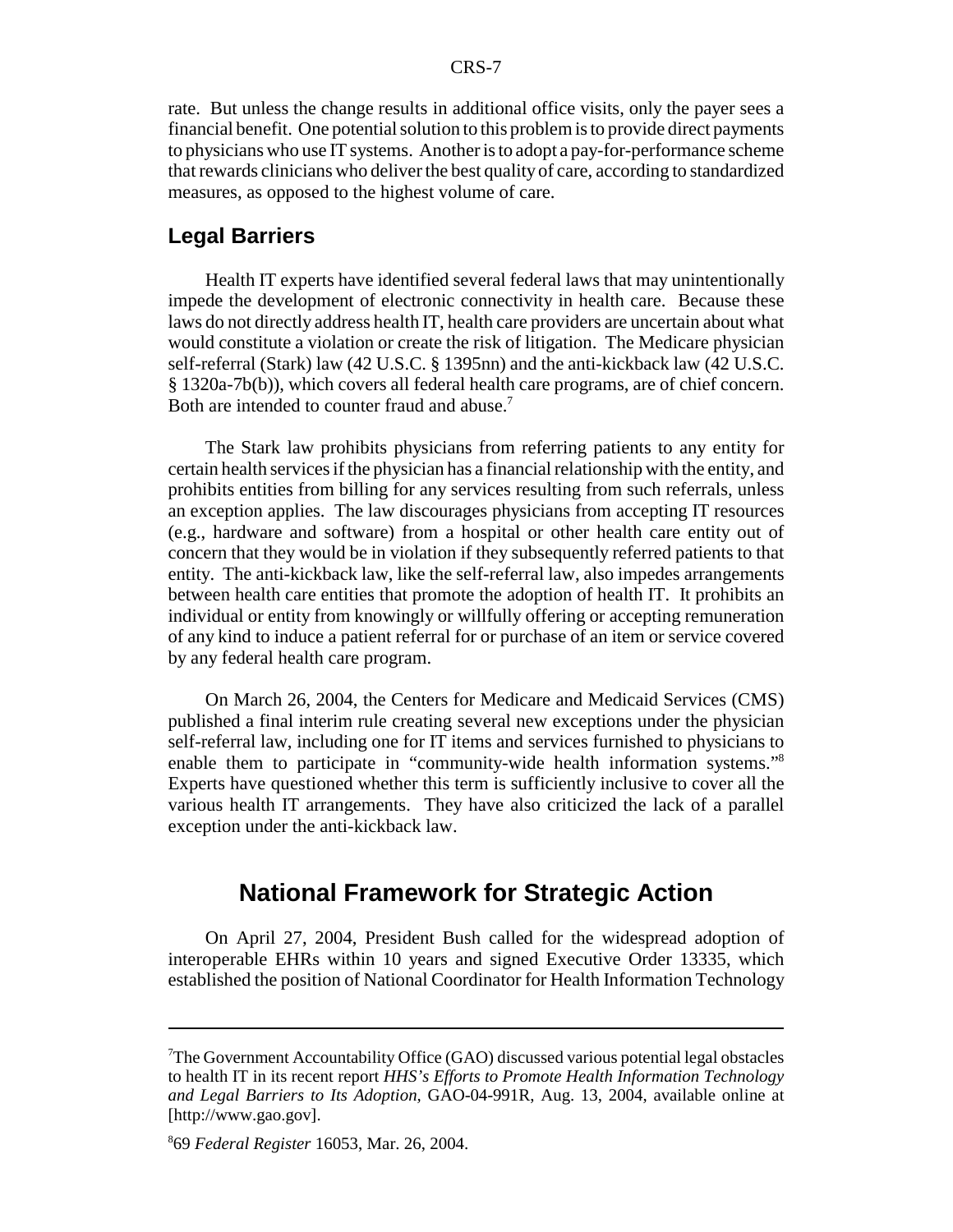rate. But unless the change results in additional office visits, only the payer sees a financial benefit. One potential solution to this problem is to provide direct payments to physicians who use IT systems. Another is to adopt a pay-for-performance scheme that rewards clinicians who deliver the best quality of care, according to standardized measures, as opposed to the highest volume of care.

### Legal Barriers

Health IT experts have identified several federal laws that may unintentionally impede the development of electronic connectivity in health care. Because these laws do not directly address health IT, health care providers are uncertain about what would constitute a violation or create the risk of litigation. The Medicare physician self-referral (Stark) law (42 U.S.C. § 1395nn) and the anti-kickback law (42 U.S.C. § 1320a-7b(b)), which covers all federal health care programs, are of chief concern. Both are intended to counter fraud and abuse.[7]

The Stark law prohibits physicians from referring patients to any entity for certain health services if the physician has a financial relationship with the entity, and prohibits entities from billing for any services resulting from such referrals, unless an exception applies. The law discourages physicians from accepting IT resources (e.g., hardware and software) from a hospital or other health care entity out of concern that they would be in violation if they subsequently referred patients to that entity. The anti-kickback law, like the self-referral law, also impedes arrangements between health care entities that promote the adoption of health IT. It prohibits an individual or entity from knowingly or willfully offering or accepting remuneration of any kind to induce a patient referral for or purchase of an item or service covered by any federal health care program.

On March 26, 2004, the Centers for Medicare and Medicaid Services (CMS) published a final interim rule creating several new exceptions under the physician self-referral law, including one for IT items and services furnished to physicians to enable them to participate in "community-wide health information systems."[8] Experts have questioned whether this term is sufficiently inclusive to cover all the various health IT arrangements. They have also criticized the lack of a parallel exception under the anti-kickback law.

## National Framework for Strategic Action

On April 27, 2004, President Bush called for the widespread adoption of interoperable EHRs within 10 years and signed Executive Order 13335, which established the position of National Coordinator for Health Information Technology

---

[7] The Government Accountability Office (GAO) discussed various potential legal obstacles to health IT in its recent report *HHS's Efforts to Promote Health Information Technology and Legal Barriers to Its Adoption*, GAO-04-991R, Aug. 13, 2004, available online at [http://www.gao.gov].

[8] 69 *Federal Register* 16053, Mar. 26, 2004.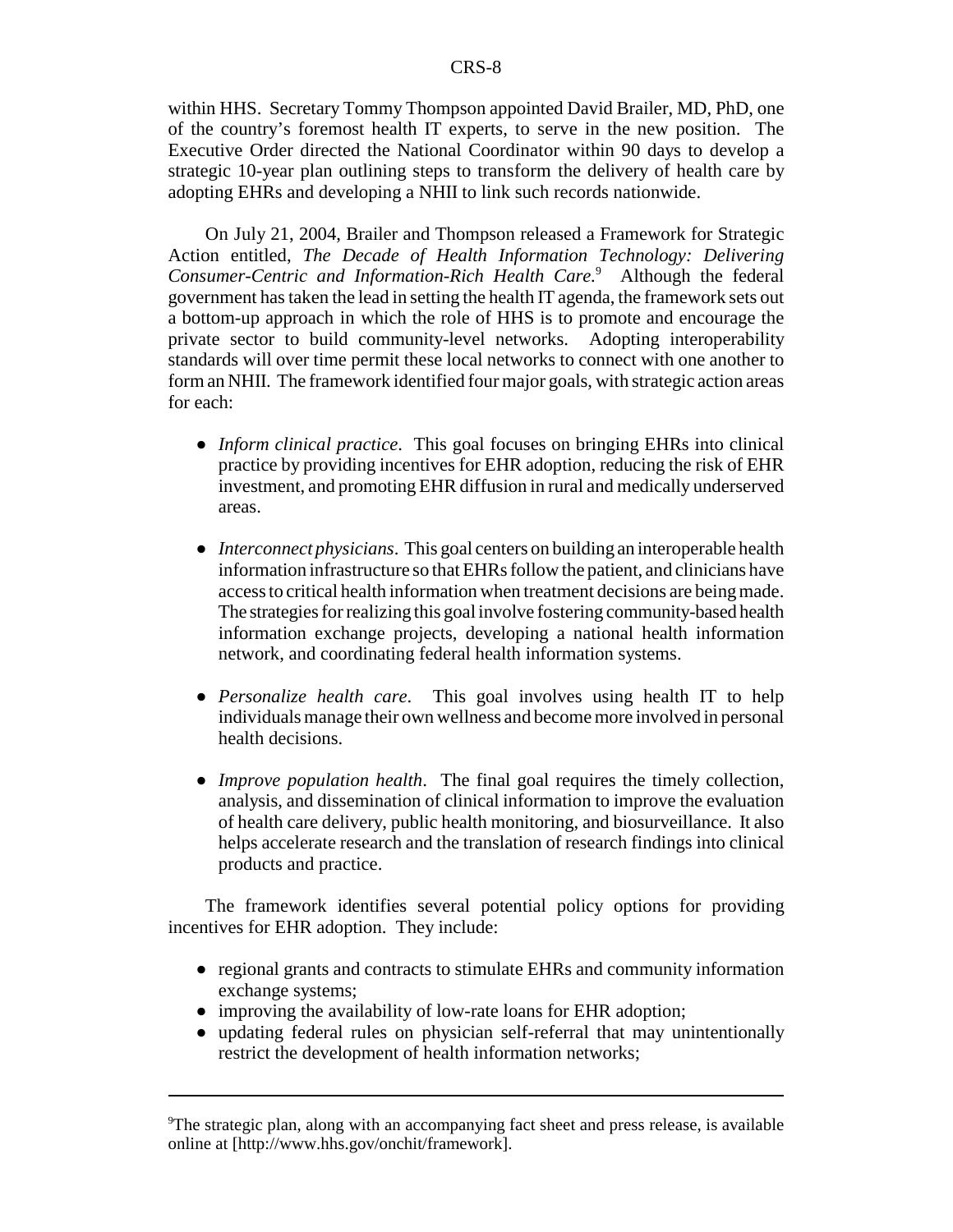within HHS. Secretary Tommy Thompson appointed David Brailer, MD, PhD, one of the country's foremost health IT experts, to serve in the new position. The Executive Order directed the National Coordinator within 90 days to develop a strategic 10-year plan outlining steps to transform the delivery of health care by adopting EHRs and developing a NHII to link such records nationwide.

On July 21, 2004, Brailer and Thompson released a Framework for Strategic Action entitled, *The Decade of Health Information Technology: Delivering Consumer-Centric and Information-Rich Health Care.*[9] Although the federal government has taken the lead in setting the health IT agenda, the framework sets out a bottom-up approach in which the role of HHS is to promote and encourage the private sector to build community-level networks. Adopting interoperability standards will over time permit these local networks to connect with one another to form an NHII. The framework identified four major goals, with strategic action areas for each:

- *Inform clinical practice*. This goal focuses on bringing EHRs into clinical practice by providing incentives for EHR adoption, reducing the risk of EHR investment, and promoting EHR diffusion in rural and medically underserved areas.

- *Interconnect physicians*. This goal centers on building an interoperable health information infrastructure so that EHRs follow the patient, and clinicians have access to critical health information when treatment decisions are being made. The strategies for realizing this goal involve fostering community-based health information exchange projects, developing a national health information network, and coordinating federal health information systems.

- *Personalize health care*. This goal involves using health IT to help individuals manage their own wellness and become more involved in personal health decisions.

- *Improve population health*. The final goal requires the timely collection, analysis, and dissemination of clinical information to improve the evaluation of health care delivery, public health monitoring, and biosurveillance. It also helps accelerate research and the translation of research findings into clinical products and practice.

The framework identifies several potential policy options for providing incentives for EHR adoption. They include:

- regional grants and contracts to stimulate EHRs and community information exchange systems;
- improving the availability of low-rate loans for EHR adoption;
- updating federal rules on physician self-referral that may unintentionally restrict the development of health information networks;

---

[9]The strategic plan, along with an accompanying fact sheet and press release, is available online at [http://www.hhs.gov/onchit/framework].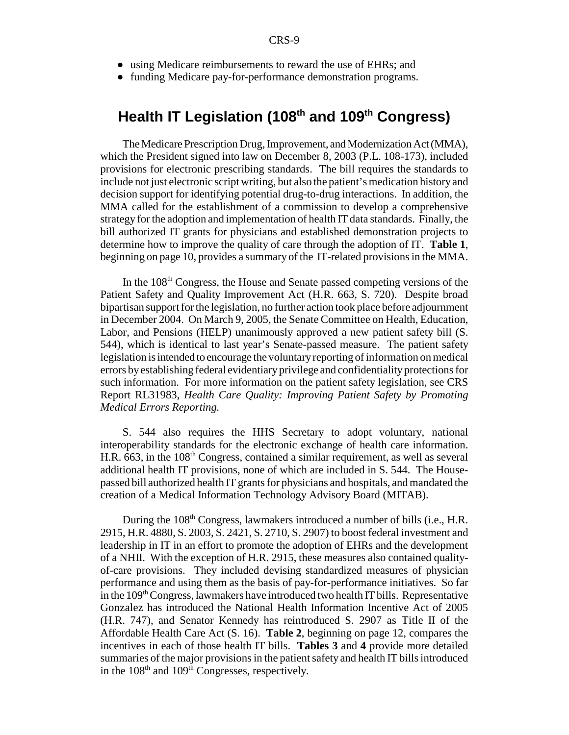- using Medicare reimbursements to reward the use of EHRs; and
- funding Medicare pay-for-performance demonstration programs.

## Health IT Legislation (108th and 109th Congress)

The Medicare Prescription Drug, Improvement, and Modernization Act (MMA), which the President signed into law on December 8, 2003 (P.L. 108-173), included provisions for electronic prescribing standards. The bill requires the standards to include not just electronic script writing, but also the patient's medication history and decision support for identifying potential drug-to-drug interactions. In addition, the MMA called for the establishment of a commission to develop a comprehensive strategy for the adoption and implementation of health IT data standards. Finally, the bill authorized IT grants for physicians and established demonstration projects to determine how to improve the quality of care through the adoption of IT. **Table 1**, beginning on page 10, provides a summary of the IT-related provisions in the MMA.

In the 108th Congress, the House and Senate passed competing versions of the Patient Safety and Quality Improvement Act (H.R. 663, S. 720). Despite broad bipartisan support for the legislation, no further action took place before adjournment in December 2004. On March 9, 2005, the Senate Committee on Health, Education, Labor, and Pensions (HELP) unanimously approved a new patient safety bill (S. 544), which is identical to last year's Senate-passed measure. The patient safety legislation is intended to encourage the voluntary reporting of information on medical errors by establishing federal evidentiary privilege and confidentiality protections for such information. For more information on the patient safety legislation, see CRS Report RL31983, *Health Care Quality: Improving Patient Safety by Promoting Medical Errors Reporting.*

S. 544 also requires the HHS Secretary to adopt voluntary, national interoperability standards for the electronic exchange of health care information. H.R. 663, in the 108th Congress, contained a similar requirement, as well as several additional health IT provisions, none of which are included in S. 544. The House-passed bill authorized health IT grants for physicians and hospitals, and mandated the creation of a Medical Information Technology Advisory Board (MITAB).

During the 108th Congress, lawmakers introduced a number of bills (i.e., H.R. 2915, H.R. 4880, S. 2003, S. 2421, S. 2710, S. 2907) to boost federal investment and leadership in IT in an effort to promote the adoption of EHRs and the development of a NHII. With the exception of H.R. 2915, these measures also contained quality-of-care provisions. They included devising standardized measures of physician performance and using them as the basis of pay-for-performance initiatives. So far in the 109th Congress, lawmakers have introduced two health IT bills. Representative Gonzalez has introduced the National Health Information Incentive Act of 2005 (H.R. 747), and Senator Kennedy has reintroduced S. 2907 as Title II of the Affordable Health Care Act (S. 16). **Table 2**, beginning on page 12, compares the incentives in each of those health IT bills. **Tables 3** and **4** provide more detailed summaries of the major provisions in the patient safety and health IT bills introduced in the 108th and 109th Congresses, respectively.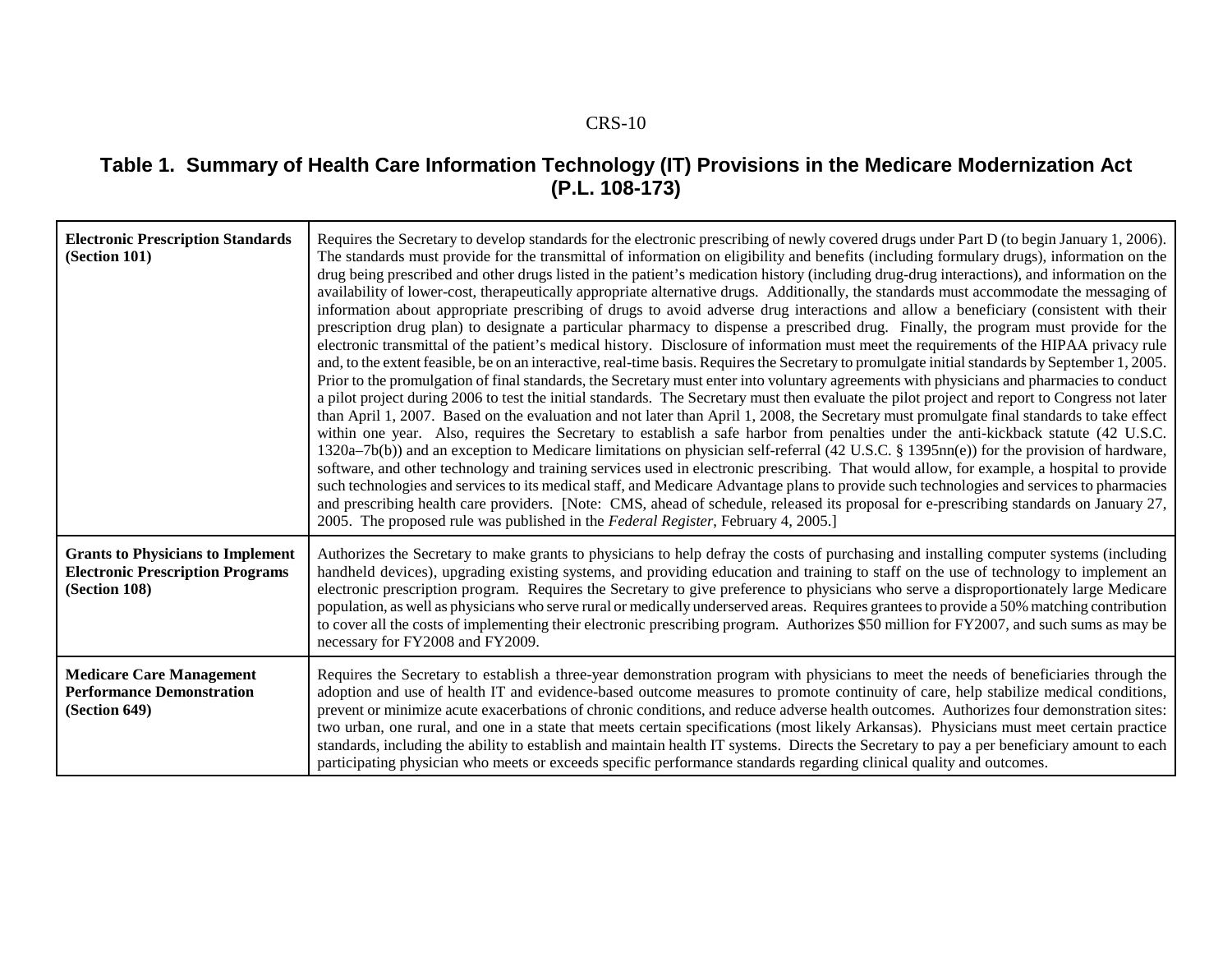## Table 1. Summary of Health Care Information Technology (IT) Provisions in the Medicare Modernization Act (P.L. 108-173)

| | |
|---|---|
| **Electronic Prescription Standards (Section 101)** | Requires the Secretary to develop standards for the electronic prescribing of newly covered drugs under Part D (to begin January 1, 2006). The standards must provide for the transmittal of information on eligibility and benefits (including formulary drugs), information on the drug being prescribed and other drugs listed in the patient's medication history (including drug-drug interactions), and information on the availability of lower-cost, therapeutically appropriate alternative drugs. Additionally, the standards must accommodate the messaging of information about appropriate prescribing of drugs to avoid adverse drug interactions and allow a beneficiary (consistent with their prescription drug plan) to designate a particular pharmacy to dispense a prescribed drug. Finally, the program must provide for the electronic transmittal of the patient's medical history. Disclosure of information must meet the requirements of the HIPAA privacy rule and, to the extent feasible, be on an interactive, real-time basis. Requires the Secretary to promulgate initial standards by September 1, 2005. Prior to the promulgation of final standards, the Secretary must enter into voluntary agreements with physicians and pharmacies to conduct a pilot project during 2006 to test the initial standards. The Secretary must then evaluate the pilot project and report to Congress not later than April 1, 2007. Based on the evaluation and not later than April 1, 2008, the Secretary must promulgate final standards to take effect within one year. Also, requires the Secretary to establish a safe harbor from penalties under the anti-kickback statute (42 U.S.C. 1320a–7b(b)) and an exception to Medicare limitations on physician self-referral (42 U.S.C. § 1395nn(e)) for the provision of hardware, software, and other technology and training services used in electronic prescribing. That would allow, for example, a hospital to provide such technologies and services to its medical staff, and Medicare Advantage plans to provide such technologies and services to pharmacies and prescribing health care providers. [Note: CMS, ahead of schedule, released its proposal for e-prescribing standards on January 27, 2005. The proposed rule was published in the *Federal Register*, February 4, 2005.] |
| **Grants to Physicians to Implement Electronic Prescription Programs (Section 108)** | Authorizes the Secretary to make grants to physicians to help defray the costs of purchasing and installing computer systems (including handheld devices), upgrading existing systems, and providing education and training to staff on the use of technology to implement an electronic prescription program. Requires the Secretary to give preference to physicians who serve a disproportionately large Medicare population, as well as physicians who serve rural or medically underserved areas. Requires grantees to provide a 50% matching contribution to cover all the costs of implementing their electronic prescribing program. Authorizes $50 million for FY2007, and such sums as may be necessary for FY2008 and FY2009. |
| **Medicare Care Management Performance Demonstration (Section 649)** | Requires the Secretary to establish a three-year demonstration program with physicians to meet the needs of beneficiaries through the adoption and use of health IT and evidence-based outcome measures to promote continuity of care, help stabilize medical conditions, prevent or minimize acute exacerbations of chronic conditions, and reduce adverse health outcomes. Authorizes four demonstration sites: two urban, one rural, and one in a state that meets certain specifications (most likely Arkansas). Physicians must meet certain practice standards, including the ability to establish and maintain health IT systems. Directs the Secretary to pay a per beneficiary amount to each participating physician who meets or exceeds specific performance standards regarding clinical quality and outcomes. |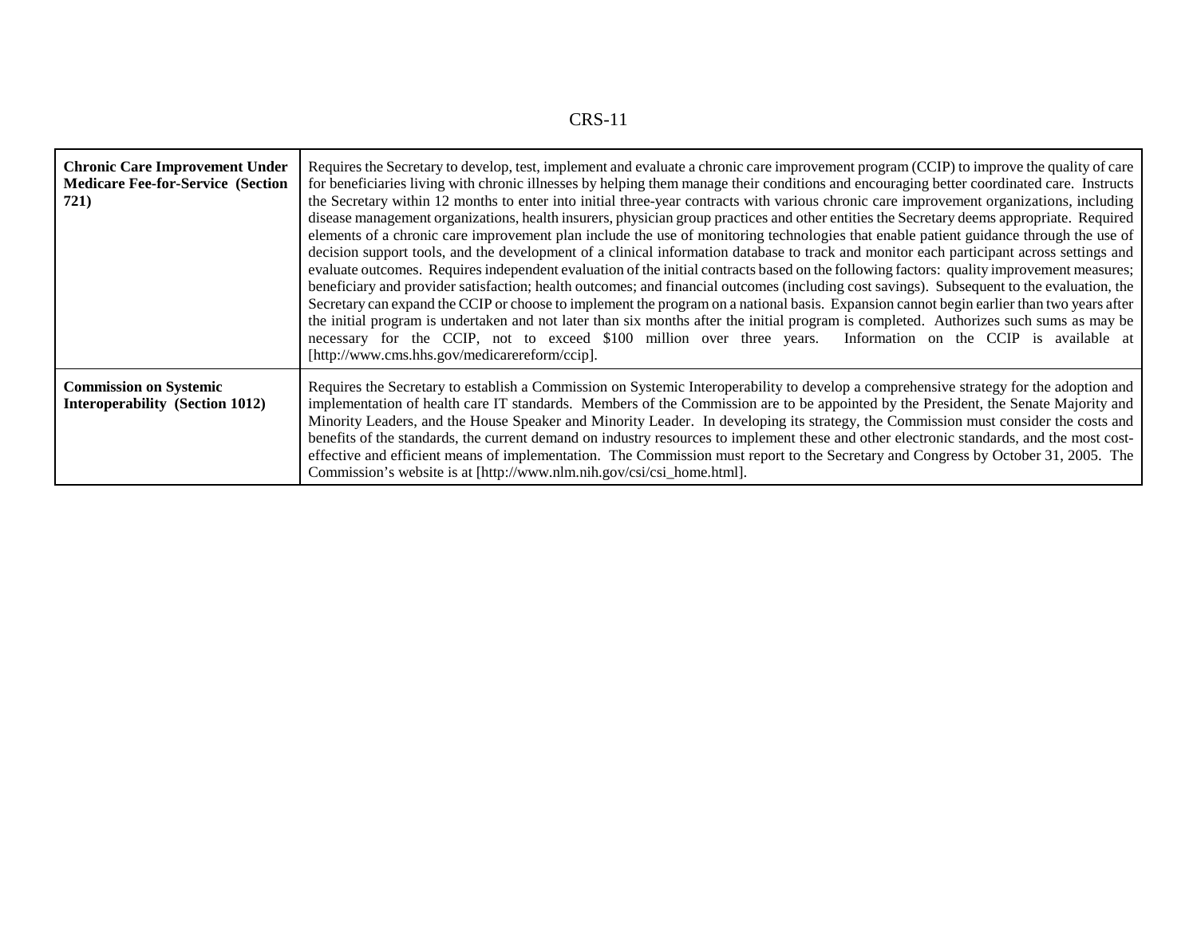| | |
|---|---|
| **Chronic Care Improvement Under Medicare Fee-for-Service (Section 721)** | Requires the Secretary to develop, test, implement and evaluate a chronic care improvement program (CCIP) to improve the quality of care for beneficiaries living with chronic illnesses by helping them manage their conditions and encouraging better coordinated care. Instructs the Secretary within 12 months to enter into initial three-year contracts with various chronic care improvement organizations, including disease management organizations, health insurers, physician group practices and other entities the Secretary deems appropriate. Required elements of a chronic care improvement plan include the use of monitoring technologies that enable patient guidance through the use of decision support tools, and the development of a clinical information database to track and monitor each participant across settings and evaluate outcomes. Requires independent evaluation of the initial contracts based on the following factors: quality improvement measures; beneficiary and provider satisfaction; health outcomes; and financial outcomes (including cost savings). Subsequent to the evaluation, the Secretary can expand the CCIP or choose to implement the program on a national basis. Expansion cannot begin earlier than two years after the initial program is undertaken and not later than six months after the initial program is completed. Authorizes such sums as may be necessary for the CCIP, not to exceed $100 million over three years. Information on the CCIP is available at [http://www.cms.hhs.gov/medicarereform/ccip]. |
| **Commission on Systemic Interoperability (Section 1012)** | Requires the Secretary to establish a Commission on Systemic Interoperability to develop a comprehensive strategy for the adoption and implementation of health care IT standards. Members of the Commission are to be appointed by the President, the Senate Majority and Minority Leaders, and the House Speaker and Minority Leader. In developing its strategy, the Commission must consider the costs and benefits of the standards, the current demand on industry resources to implement these and other electronic standards, and the most cost-effective and efficient means of implementation. The Commission must report to the Secretary and Congress by October 31, 2005. The Commission's website is at [http://www.nlm.nih.gov/csi/csi_home.html]. |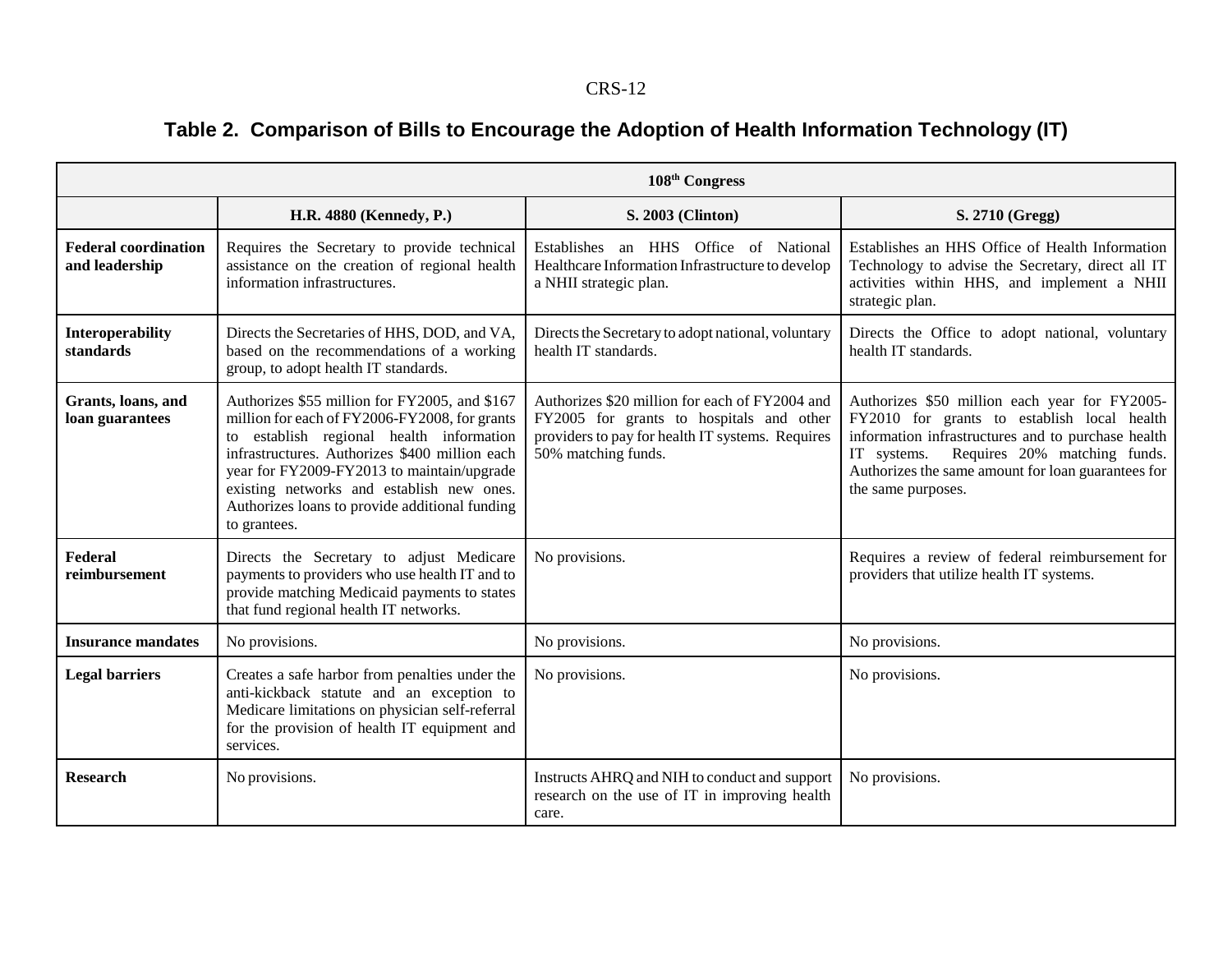## Table 2. Comparison of Bills to Encourage the Adoption of Health Information Technology (IT)

| | 108th Congress | | |
|---|---|---|---|
| | **H.R. 4880 (Kennedy, P.)** | **S. 2003 (Clinton)** | **S. 2710 (Gregg)** |
| **Federal coordination and leadership** | Requires the Secretary to provide technical assistance on the creation of regional health information infrastructures. | Establishes an HHS Office of National Healthcare Information Infrastructure to develop a NHII strategic plan. | Establishes an HHS Office of Health Information Technology to advise the Secretary, direct all IT activities within HHS, and implement a NHII strategic plan. |
| **Interoperability standards** | Directs the Secretaries of HHS, DOD, and VA, based on the recommendations of a working group, to adopt health IT standards. | Directs the Secretary to adopt national, voluntary health IT standards. | Directs the Office to adopt national, voluntary health IT standards. |
| **Grants, loans, and loan guarantees** | Authorizes $55 million for FY2005, and $167 million for each of FY2006-FY2008, for grants to establish regional health information infrastructures. Authorizes $400 million each year for FY2009-FY2013 to maintain/upgrade existing networks and establish new ones. Authorizes loans to provide additional funding to grantees. | Authorizes $20 million for each of FY2004 and FY2005 for grants to hospitals and other providers to pay for health IT systems. Requires 50% matching funds. | Authorizes $50 million each year for FY2005-FY2010 for grants to establish local health information infrastructures and to purchase health IT systems. Requires 20% matching funds. Authorizes the same amount for loan guarantees for the same purposes. |
| **Federal reimbursement** | Directs the Secretary to adjust Medicare payments to providers who use health IT and to provide matching Medicaid payments to states that fund regional health IT networks. | No provisions. | Requires a review of federal reimbursement for providers that utilize health IT systems. |
| **Insurance mandates** | No provisions. | No provisions. | No provisions. |
| **Legal barriers** | Creates a safe harbor from penalties under the anti-kickback statute and an exception to Medicare limitations on physician self-referral for the provision of health IT equipment and services. | No provisions. | No provisions. |
| **Research** | No provisions. | Instructs AHRQ and NIH to conduct and support research on the use of IT in improving health care. | No provisions. |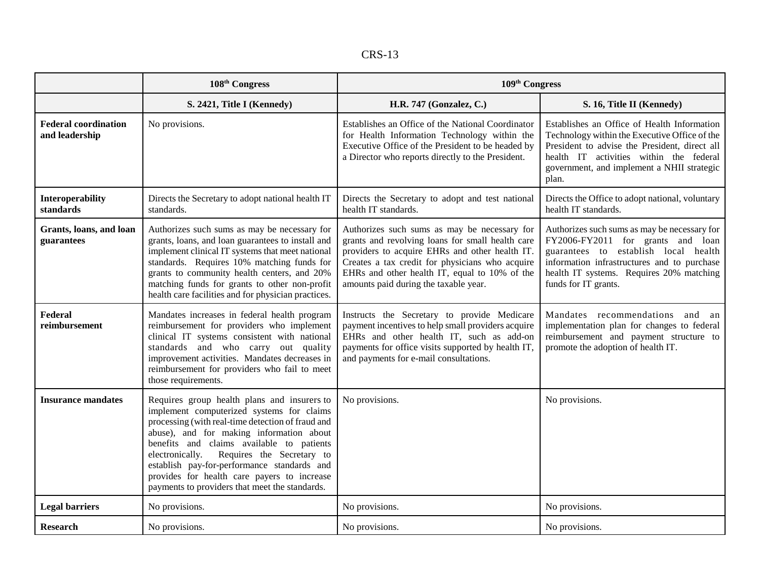| | 108th Congress | 109th Congress | |
|---|---|---|---|
| | S. 2421, Title I (Kennedy) | H.R. 747 (Gonzalez, C.) | S. 16, Title II (Kennedy) |
| **Federal coordination and leadership** | No provisions. | Establishes an Office of the National Coordinator for Health Information Technology within the Executive Office of the President to be headed by a Director who reports directly to the President. | Establishes an Office of Health Information Technology within the Executive Office of the President to advise the President, direct all health IT activities within the federal government, and implement a NHII strategic plan. |
| **Interoperability standards** | Directs the Secretary to adopt national health IT standards. | Directs the Secretary to adopt and test national health IT standards. | Directs the Office to adopt national, voluntary health IT standards. |
| **Grants, loans, and loan guarantees** | Authorizes such sums as may be necessary for grants, loans, and loan guarantees to install and implement clinical IT systems that meet national standards. Requires 10% matching funds for grants to community health centers, and 20% matching funds for grants to other non-profit health care facilities and for physician practices. | Authorizes such sums as may be necessary for grants and revolving loans for small health care providers to acquire EHRs and other health IT. Creates a tax credit for physicians who acquire EHRs and other health IT, equal to 10% of the amounts paid during the taxable year. | Authorizes such sums as may be necessary for FY2006-FY2011 for grants and loan guarantees to establish local health information infrastructures and to purchase health IT systems. Requires 20% matching funds for IT grants. |
| **Federal reimbursement** | Mandates increases in federal health program reimbursement for providers who implement clinical IT systems consistent with national standards and who carry out quality improvement activities. Mandates decreases in reimbursement for providers who fail to meet those requirements. | Instructs the Secretary to provide Medicare payment incentives to help small providers acquire EHRs and other health IT, such as add-on payments for office visits supported by health IT, and payments for e-mail consultations. | Mandates recommendations and an implementation plan for changes to federal reimbursement and payment structure to promote the adoption of health IT. |
| **Insurance mandates** | Requires group health plans and insurers to implement computerized systems for claims processing (with real-time detection of fraud and abuse), and for making information about benefits and claims available to patients electronically. Requires the Secretary to establish pay-for-performance standards and provides for health care payers to increase payments to providers that meet the standards. | No provisions. | No provisions. |
| **Legal barriers** | No provisions. | No provisions. | No provisions. |
| **Research** | No provisions. | No provisions. | No provisions. |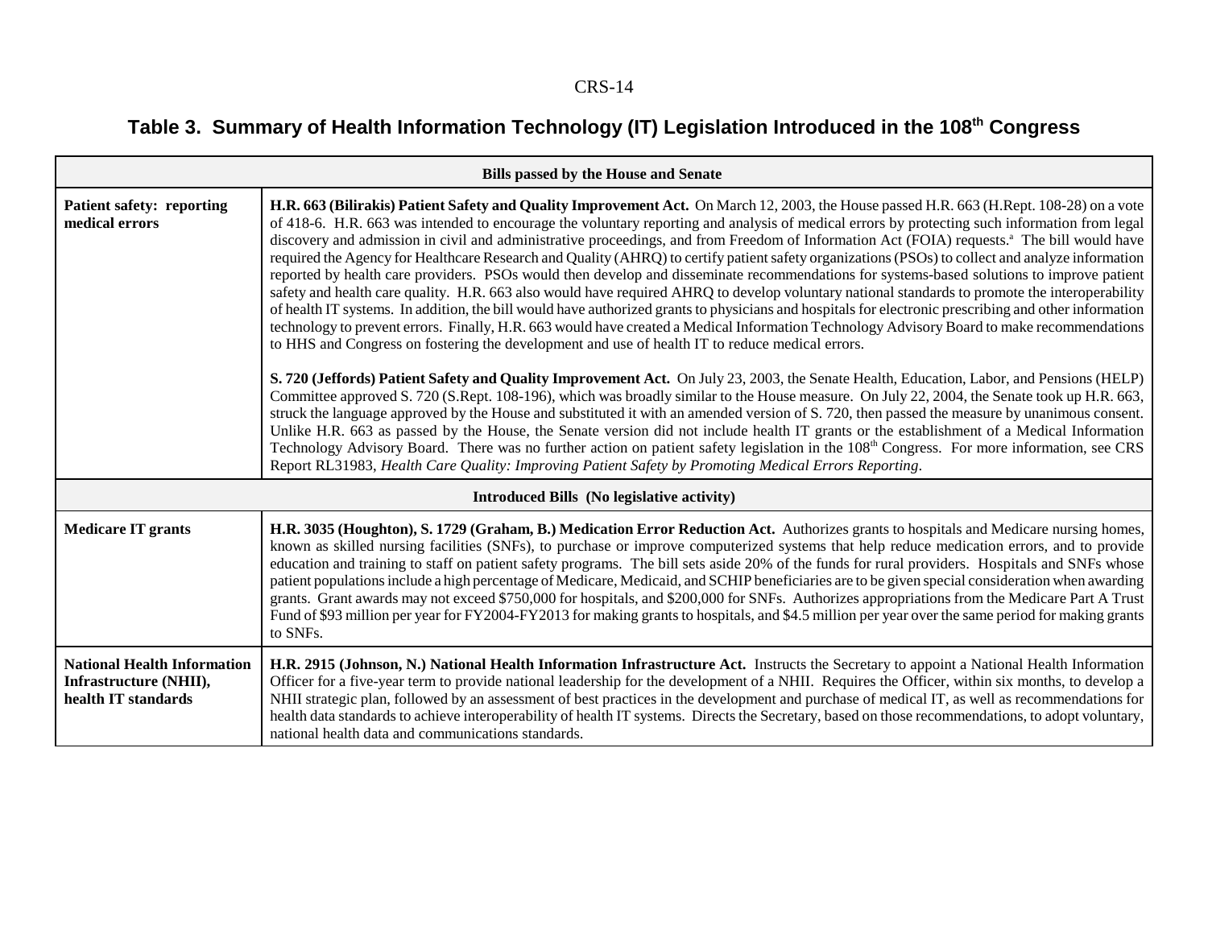## Table 3. Summary of Health Information Technology (IT) Legislation Introduced in the 108th Congress

| **Bills passed by the House and Senate** | |
|---|---|
| **Patient safety: reporting medical errors** | **H.R. 663 (Bilirakis) Patient Safety and Quality Improvement Act.** On March 12, 2003, the House passed H.R. 663 (H.Rept. 108-28) on a vote of 418-6. H.R. 663 was intended to encourage the voluntary reporting and analysis of medical errors by protecting such information from legal discovery and admission in civil and administrative proceedings, and from Freedom of Information Act (FOIA) requests.[a] The bill would have required the Agency for Healthcare Research and Quality (AHRQ) to certify patient safety organizations (PSOs) to collect and analyze information reported by health care providers. PSOs would then develop and disseminate recommendations for systems-based solutions to improve patient safety and health care quality. H.R. 663 also would have required AHRQ to develop voluntary national standards to promote the interoperability of health IT systems. In addition, the bill would have authorized grants to physicians and hospitals for electronic prescribing and other information technology to prevent errors. Finally, H.R. 663 would have created a Medical Information Technology Advisory Board to make recommendations to HHS and Congress on fostering the development and use of health IT to reduce medical errors.<br><br>**S. 720 (Jeffords) Patient Safety and Quality Improvement Act.** On July 23, 2003, the Senate Health, Education, Labor, and Pensions (HELP) Committee approved S. 720 (S.Rept. 108-196), which was broadly similar to the House measure. On July 22, 2004, the Senate took up H.R. 663, struck the language approved by the House and substituted it with an amended version of S. 720, then passed the measure by unanimous consent. Unlike H.R. 663 as passed by the House, the Senate version did not include health IT grants or the establishment of a Medical Information Technology Advisory Board. There was no further action on patient safety legislation in the 108th Congress. For more information, see CRS Report RL31983, *Health Care Quality: Improving Patient Safety by Promoting Medical Errors Reporting*. |
| **Introduced Bills (No legislative activity)** | |
| **Medicare IT grants** | **H.R. 3035 (Houghton), S. 1729 (Graham, B.) Medication Error Reduction Act.** Authorizes grants to hospitals and Medicare nursing homes, known as skilled nursing facilities (SNFs), to purchase or improve computerized systems that help reduce medication errors, and to provide education and training to staff on patient safety programs. The bill sets aside 20% of the funds for rural providers. Hospitals and SNFs whose patient populations include a high percentage of Medicare, Medicaid, and SCHIP beneficiaries are to be given special consideration when awarding grants. Grant awards may not exceed $750,000 for hospitals, and $200,000 for SNFs. Authorizes appropriations from the Medicare Part A Trust Fund of $93 million per year for FY2004-FY2013 for making grants to hospitals, and $4.5 million per year over the same period for making grants to SNFs. |
| **National Health Information Infrastructure (NHII), health IT standards** | **H.R. 2915 (Johnson, N.) National Health Information Infrastructure Act.** Instructs the Secretary to appoint a National Health Information Officer for a five-year term to provide national leadership for the development of a NHII. Requires the Officer, within six months, to develop a NHII strategic plan, followed by an assessment of best practices in the development and purchase of medical IT, as well as recommendations for health data standards to achieve interoperability of health IT systems. Directs the Secretary, based on those recommendations, to adopt voluntary, national health data and communications standards. |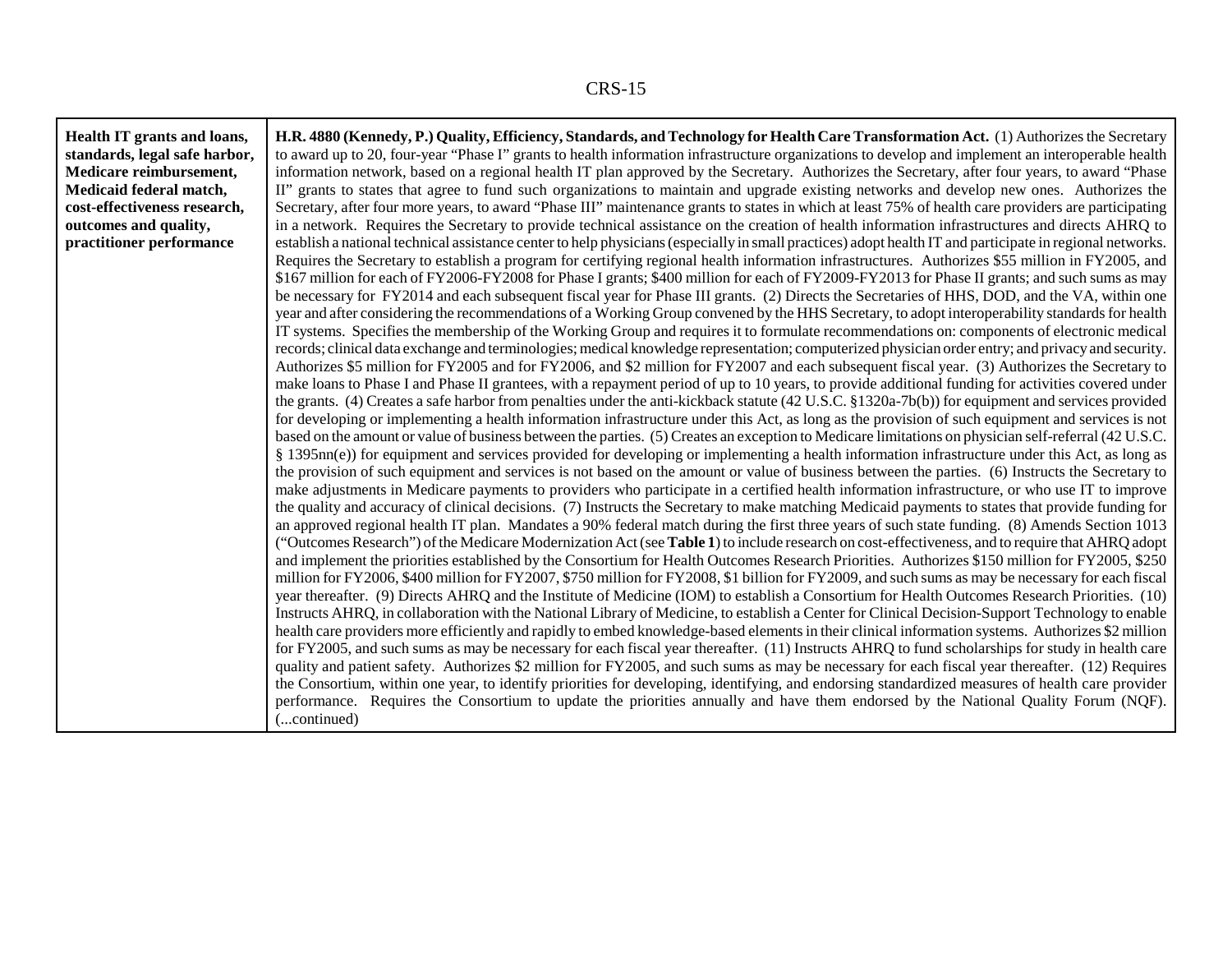| | |
|---|---|
| **Health IT grants and loans, standards, legal safe harbor, Medicare reimbursement, Medicaid federal match, cost-effectiveness research, outcomes and quality, practitioner performance** | **H.R. 4880 (Kennedy, P.) Quality, Efficiency, Standards, and Technology for Health Care Transformation Act.** (1) Authorizes the Secretary to award up to 20, four-year "Phase I" grants to health information infrastructure organizations to develop and implement an interoperable health information network, based on a regional health IT plan approved by the Secretary. Authorizes the Secretary, after four years, to award "Phase II" grants to states that agree to fund such organizations to maintain and upgrade existing networks and develop new ones. Authorizes the Secretary, after four more years, to award "Phase III" maintenance grants to states in which at least 75% of health care providers are participating in a network. Requires the Secretary to provide technical assistance on the creation of health information infrastructures and directs AHRQ to establish a national technical assistance center to help physicians (especially in small practices) adopt health IT and participate in regional networks. Requires the Secretary to establish a program for certifying regional health information infrastructures. Authorizes \$55 million in FY2005, and \$167 million for each of FY2006-FY2008 for Phase I grants; \$400 million for each of FY2009-FY2013 for Phase II grants; and such sums as may be necessary for FY2014 and each subsequent fiscal year for Phase III grants. (2) Directs the Secretaries of HHS, DOD, and the VA, within one year and after considering the recommendations of a Working Group convened by the HHS Secretary, to adopt interoperability standards for health IT systems. Specifies the membership of the Working Group and requires it to formulate recommendations on: components of electronic medical records; clinical data exchange and terminologies; medical knowledge representation; computerized physician order entry; and privacy and security. Authorizes \$5 million for FY2005 and for FY2006, and \$2 million for FY2007 and each subsequent fiscal year. (3) Authorizes the Secretary to make loans to Phase I and Phase II grantees, with a repayment period of up to 10 years, to provide additional funding for activities covered under the grants. (4) Creates a safe harbor from penalties under the anti-kickback statute (42 U.S.C. §1320a-7b(b)) for equipment and services provided for developing or implementing a health information infrastructure under this Act, as long as the provision of such equipment and services is not based on the amount or value of business between the parties. (5) Creates an exception to Medicare limitations on physician self-referral (42 U.S.C. § 1395nn(e)) for equipment and services provided for developing or implementing a health information infrastructure under this Act, as long as the provision of such equipment and services is not based on the amount or value of business between the parties. (6) Instructs the Secretary to make adjustments in Medicare payments to providers who participate in a certified health information infrastructure, or who use IT to improve the quality and accuracy of clinical decisions. (7) Instructs the Secretary to make matching Medicaid payments to states that provide funding for an approved regional health IT plan. Mandates a 90% federal match during the first three years of such state funding. (8) Amends Section 1013 ("Outcomes Research") of the Medicare Modernization Act (see **Table 1**) to include research on cost-effectiveness, and to require that AHRQ adopt and implement the priorities established by the Consortium for Health Outcomes Research Priorities. Authorizes \$150 million for FY2005, \$250 million for FY2006, \$400 million for FY2007, \$750 million for FY2008, \$1 billion for FY2009, and such sums as may be necessary for each fiscal year thereafter. (9) Directs AHRQ and the Institute of Medicine (IOM) to establish a Consortium for Health Outcomes Research Priorities. (10) Instructs AHRQ, in collaboration with the National Library of Medicine, to establish a Center for Clinical Decision-Support Technology to enable health care providers more efficiently and rapidly to embed knowledge-based elements in their clinical information systems. Authorizes \$2 million for FY2005, and such sums as may be necessary for each fiscal year thereafter. (11) Instructs AHRQ to fund scholarships for study in health care quality and patient safety. Authorizes \$2 million for FY2005, and such sums as may be necessary for each fiscal year thereafter. (12) Requires the Consortium, within one year, to identify priorities for developing, identifying, and endorsing standardized measures of health care provider performance. Requires the Consortium to update the priorities annually and have them endorsed by the National Quality Forum (NQF). (...continued) |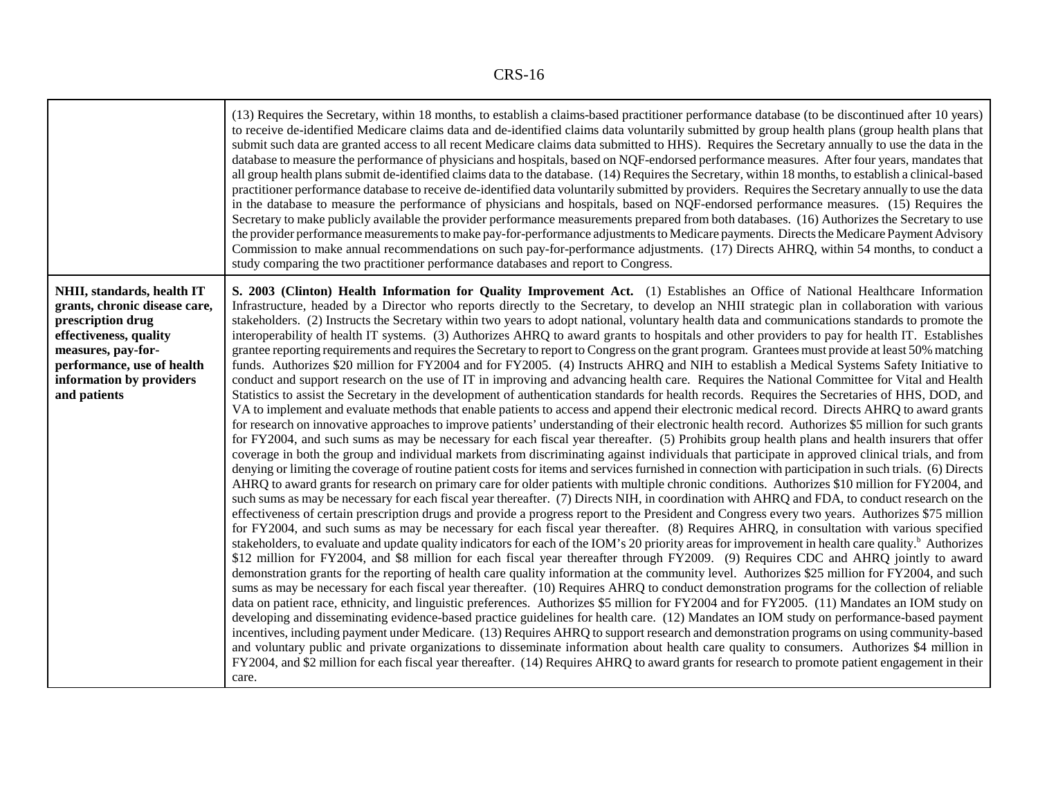| | |
|---|---|
| | (13) Requires the Secretary, within 18 months, to establish a claims-based practitioner performance database (to be discontinued after 10 years) to receive de-identified Medicare claims data and de-identified claims data voluntarily submitted by group health plans (group health plans that submit such data are granted access to all recent Medicare claims data submitted to HHS). Requires the Secretary annually to use the data in the database to measure the performance of physicians and hospitals, based on NQF-endorsed performance measures. After four years, mandates that all group health plans submit de-identified claims data to the database. (14) Requires the Secretary, within 18 months, to establish a clinical-based practitioner performance database to receive de-identified data voluntarily submitted by providers. Requires the Secretary annually to use the data in the database to measure the performance of physicians and hospitals, based on NQF-endorsed performance measures. (15) Requires the Secretary to make publicly available the provider performance measurements prepared from both databases. (16) Authorizes the Secretary to use the provider performance measurements to make pay-for-performance adjustments to Medicare payments. Directs the Medicare Payment Advisory Commission to make annual recommendations on such pay-for-performance adjustments. (17) Directs AHRQ, within 54 months, to conduct a study comparing the two practitioner performance databases and report to Congress. |
| **NHII, standards, health IT grants, chronic disease care, prescription drug effectiveness, quality measures, pay-for-performance, use of health information by providers and patients** | **S. 2003 (Clinton) Health Information for Quality Improvement Act.** (1) Establishes an Office of National Healthcare Information Infrastructure, headed by a Director who reports directly to the Secretary, to develop an NHII strategic plan in collaboration with various stakeholders. (2) Instructs the Secretary within two years to adopt national, voluntary health data and communications standards to promote the interoperability of health IT systems. (3) Authorizes AHRQ to award grants to hospitals and other providers to pay for health IT. Establishes grantee reporting requirements and requires the Secretary to report to Congress on the grant program. Grantees must provide at least 50% matching funds. Authorizes \$20 million for FY2004 and for FY2005. (4) Instructs AHRQ and NIH to establish a Medical Systems Safety Initiative to conduct and support research on the use of IT in improving and advancing health care. Requires the National Committee for Vital and Health Statistics to assist the Secretary in the development of authentication standards for health records. Requires the Secretaries of HHS, DOD, and VA to implement and evaluate methods that enable patients to access and append their electronic medical record. Directs AHRQ to award grants for research on innovative approaches to improve patients' understanding of their electronic health record. Authorizes \$5 million for such grants for FY2004, and such sums as may be necessary for each fiscal year thereafter. (5) Prohibits group health plans and health insurers that offer coverage in both the group and individual markets from discriminating against individuals that participate in approved clinical trials, and from denying or limiting the coverage of routine patient costs for items and services furnished in connection with participation in such trials. (6) Directs AHRQ to award grants for research on primary care for older patients with multiple chronic conditions. Authorizes \$10 million for FY2004, and such sums as may be necessary for each fiscal year thereafter. (7) Directs NIH, in coordination with AHRQ and FDA, to conduct research on the effectiveness of certain prescription drugs and provide a progress report to the President and Congress every two years. Authorizes \$75 million for FY2004, and such sums as may be necessary for each fiscal year thereafter. (8) Requires AHRQ, in consultation with various specified stakeholders, to evaluate and update quality indicators for each of the IOM's 20 priority areas for improvement in health care quality.[b] Authorizes \$12 million for FY2004, and \$8 million for each fiscal year thereafter through FY2009. (9) Requires CDC and AHRQ jointly to award demonstration grants for the reporting of health care quality information at the community level. Authorizes \$25 million for FY2004, and such sums as may be necessary for each fiscal year thereafter. (10) Requires AHRQ to conduct demonstration programs for the collection of reliable data on patient race, ethnicity, and linguistic preferences. Authorizes \$5 million for FY2004 and for FY2005. (11) Mandates an IOM study on developing and disseminating evidence-based practice guidelines for health care. (12) Mandates an IOM study on performance-based payment incentives, including payment under Medicare. (13) Requires AHRQ to support research and demonstration programs on using community-based and voluntary public and private organizations to disseminate information about health care quality to consumers. Authorizes \$4 million in FY2004, and \$2 million for each fiscal year thereafter. (14) Requires AHRQ to award grants for research to promote patient engagement in their care. |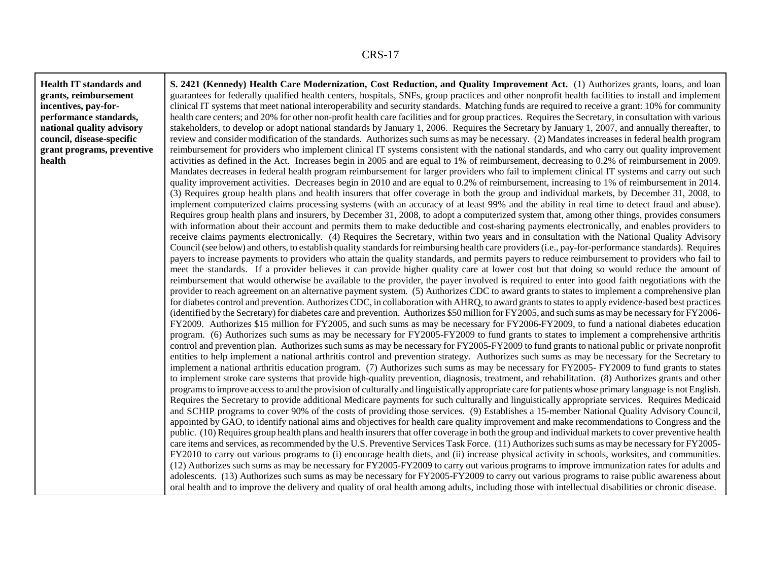| Health IT standards and grants, reimbursement incentives, pay-for-performance standards, national quality advisory council, disease-specific grant programs, preventive health | **S. 2421 (Kennedy) Health Care Modernization, Cost Reduction, and Quality Improvement Act.** (1) Authorizes grants, loans, and loan guarantees for federally qualified health centers, hospitals, SNFs, group practices and other nonprofit health facilities to install and implement clinical IT systems that meet national interoperability and security standards. Matching funds are required to receive a grant: 10% for community health care centers; and 20% for other non-profit health care facilities and for group practices. Requires the Secretary, in consultation with various stakeholders, to develop or adopt national standards by January 1, 2006. Requires the Secretary by January 1, 2007, and annually thereafter, to review and consider modification of the standards. Authorizes such sums as may be necessary. (2) Mandates increases in federal health program reimbursement for providers who implement clinical IT systems consistent with the national standards, and who carry out quality improvement activities as defined in the Act. Increases begin in 2005 and are equal to 1% of reimbursement, decreasing to 0.2% of reimbursement in 2009. Mandates decreases in federal health program reimbursement for larger providers who fail to implement clinical IT systems and carry out such quality improvement activities. Decreases begin in 2010 and are equal to 0.2% of reimbursement, increasing to 1% of reimbursement in 2014. (3) Requires group health plans and health insurers that offer coverage in both the group and individual markets, by December 31, 2008, to implement computerized claims processing systems (with an accuracy of at least 99% and the ability in real time to detect fraud and abuse). Requires group health plans and insurers, by December 31, 2008, to adopt a computerized system that, among other things, provides consumers with information about their account and permits them to make deductible and cost-sharing payments electronically, and enables providers to receive claims payments electronically. (4) Requires the Secretary, within two years and in consultation with the National Quality Advisory Council (see below) and others, to establish quality standards for reimbursing health care providers (i.e., pay-for-performance standards). Requires payers to increase payments to providers who attain the quality standards, and permits payers to reduce reimbursement to providers who fail to meet the standards. If a provider believes it can provide higher quality care at lower cost but that doing so would reduce the amount of reimbursement that would otherwise be available to the provider, the payer involved is required to enter into good faith negotiations with the provider to reach agreement on an alternative payment system. (5) Authorizes CDC to award grants to states to implement a comprehensive plan for diabetes control and prevention. Authorizes CDC, in collaboration with AHRQ, to award grants to states to apply evidence-based best practices (identified by the Secretary) for diabetes care and prevention. Authorizes $50 million for FY2005, and such sums as may be necessary for FY2006-FY2009. Authorizes $15 million for FY2005, and such sums as may be necessary for FY2006-FY2009, to fund a national diabetes education program. (6) Authorizes such sums as may be necessary for FY2005-FY2009 to fund grants to states to implement a comprehensive arthritis control and prevention plan. Authorizes such sums as may be necessary for FY2005-FY2009 to fund grants to national public or private nonprofit entities to help implement a national arthritis control and prevention strategy. Authorizes such sums as may be necessary for the Secretary to implement a national arthritis education program. (7) Authorizes such sums as may be necessary for FY2005- FY2009 to fund grants to states to implement stroke care systems that provide high-quality prevention, diagnosis, treatment, and rehabilitation. (8) Authorizes grants and other programs to improve access to and the provision of culturally and linguistically appropriate care for patients whose primary language is not English. Requires the Secretary to provide additional Medicare payments for such culturally and linguistically appropriate services. Requires Medicaid and SCHIP programs to cover 90% of the costs of providing those services. (9) Establishes a 15-member National Quality Advisory Council, appointed by GAO, to identify national aims and objectives for health care quality improvement and make recommendations to Congress and the public. (10) Requires group health plans and health insurers that offer coverage in both the group and individual markets to cover preventive health care items and services, as recommended by the U.S. Preventive Services Task Force. (11) Authorizes such sums as may be necessary for FY2005-FY2010 to carry out various programs to (i) encourage health diets, and (ii) increase physical activity in schools, worksites, and communities. (12) Authorizes such sums as may be necessary for FY2005-FY2009 to carry out various programs to improve immunization rates for adults and adolescents. (13) Authorizes such sums as may be necessary for FY2005-FY2009 to carry out various programs to raise public awareness about oral health and to improve the delivery and quality of oral health among adults, including those with intellectual disabilities or chronic disease. |
|---|---|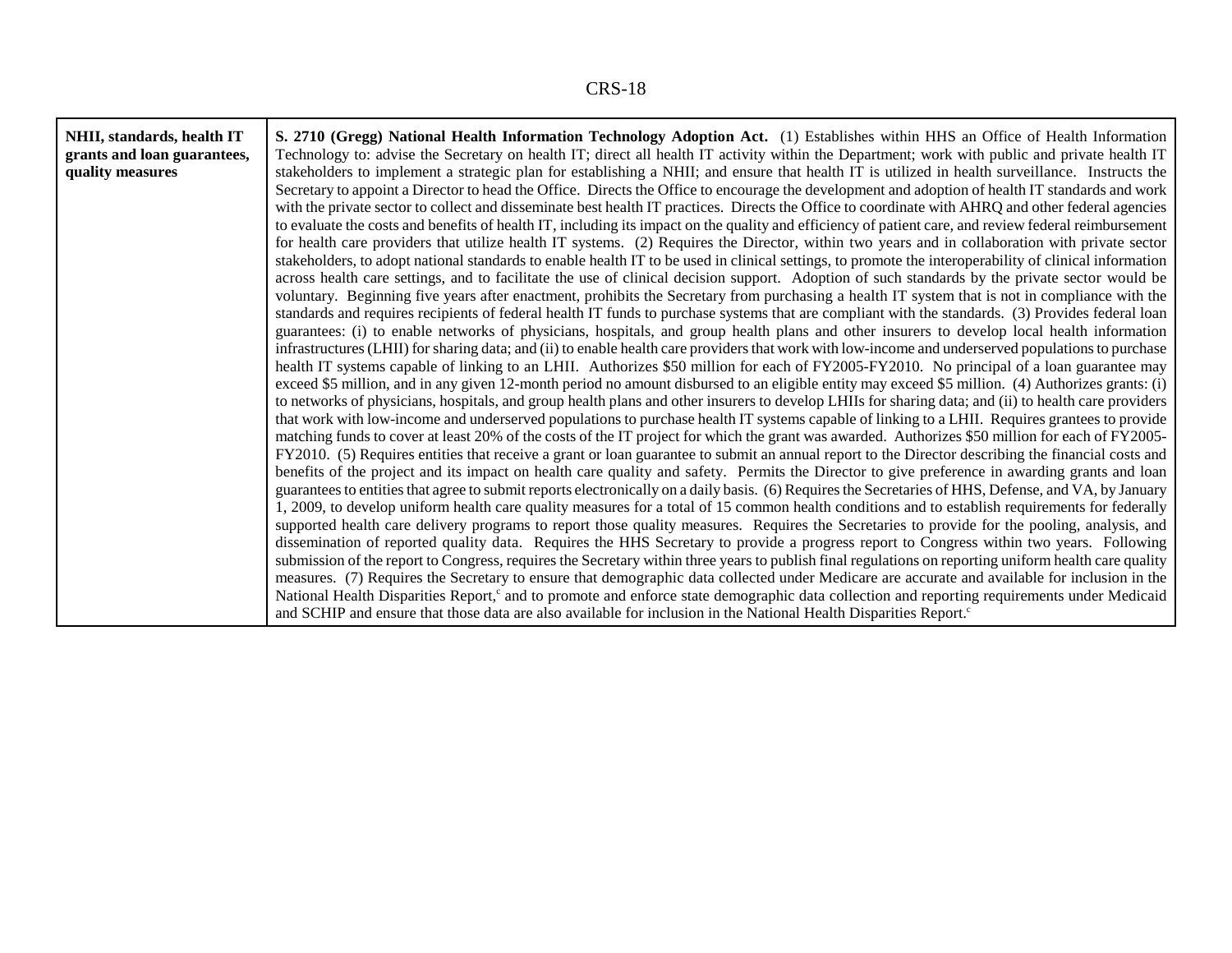| | |
|---|---|
| **NHII, standards, health IT grants and loan guarantees, quality measures** | **S. 2710 (Gregg) National Health Information Technology Adoption Act.** (1) Establishes within HHS an Office of Health Information Technology to: advise the Secretary on health IT; direct all health IT activity within the Department; work with public and private health IT stakeholders to implement a strategic plan for establishing a NHII; and ensure that health IT is utilized in health surveillance. Instructs the Secretary to appoint a Director to head the Office. Directs the Office to encourage the development and adoption of health IT standards and work with the private sector to collect and disseminate best health IT practices. Directs the Office to coordinate with AHRQ and other federal agencies to evaluate the costs and benefits of health IT, including its impact on the quality and efficiency of patient care, and review federal reimbursement for health care providers that utilize health IT systems. (2) Requires the Director, within two years and in collaboration with private sector stakeholders, to adopt national standards to enable health IT to be used in clinical settings, to promote the interoperability of clinical information across health care settings, and to facilitate the use of clinical decision support. Adoption of such standards by the private sector would be voluntary. Beginning five years after enactment, prohibits the Secretary from purchasing a health IT system that is not in compliance with the standards and requires recipients of federal health IT funds to purchase systems that are compliant with the standards. (3) Provides federal loan guarantees: (i) to enable networks of physicians, hospitals, and group health plans and other insurers to develop local health information infrastructures (LHII) for sharing data; and (ii) to enable health care providers that work with low-income and underserved populations to purchase health IT systems capable of linking to an LHII. Authorizes $50 million for each of FY2005-FY2010. No principal of a loan guarantee may exceed $5 million, and in any given 12-month period no amount disbursed to an eligible entity may exceed $5 million. (4) Authorizes grants: (i) to networks of physicians, hospitals, and group health plans and other insurers to develop LHIIs for sharing data; and (ii) to health care providers that work with low-income and underserved populations to purchase health IT systems capable of linking to a LHII. Requires grantees to provide matching funds to cover at least 20% of the costs of the IT project for which the grant was awarded. Authorizes $50 million for each of FY2005-FY2010. (5) Requires entities that receive a grant or loan guarantee to submit an annual report to the Director describing the financial costs and benefits of the project and its impact on health care quality and safety. Permits the Director to give preference in awarding grants and loan guarantees to entities that agree to submit reports electronically on a daily basis. (6) Requires the Secretaries of HHS, Defense, and VA, by January 1, 2009, to develop uniform health care quality measures for a total of 15 common health conditions and to establish requirements for federally supported health care delivery programs to report those quality measures. Requires the Secretaries to provide for the pooling, analysis, and dissemination of reported quality data. Requires the HHS Secretary to provide a progress report to Congress within two years. Following submission of the report to Congress, requires the Secretary within three years to publish final regulations on reporting uniform health care quality measures. (7) Requires the Secretary to ensure that demographic data collected under Medicare are accurate and available for inclusion in the National Health Disparities Report,[c] and to promote and enforce state demographic data collection and reporting requirements under Medicaid and SCHIP and ensure that those data are also available for inclusion in the National Health Disparities Report.[c] |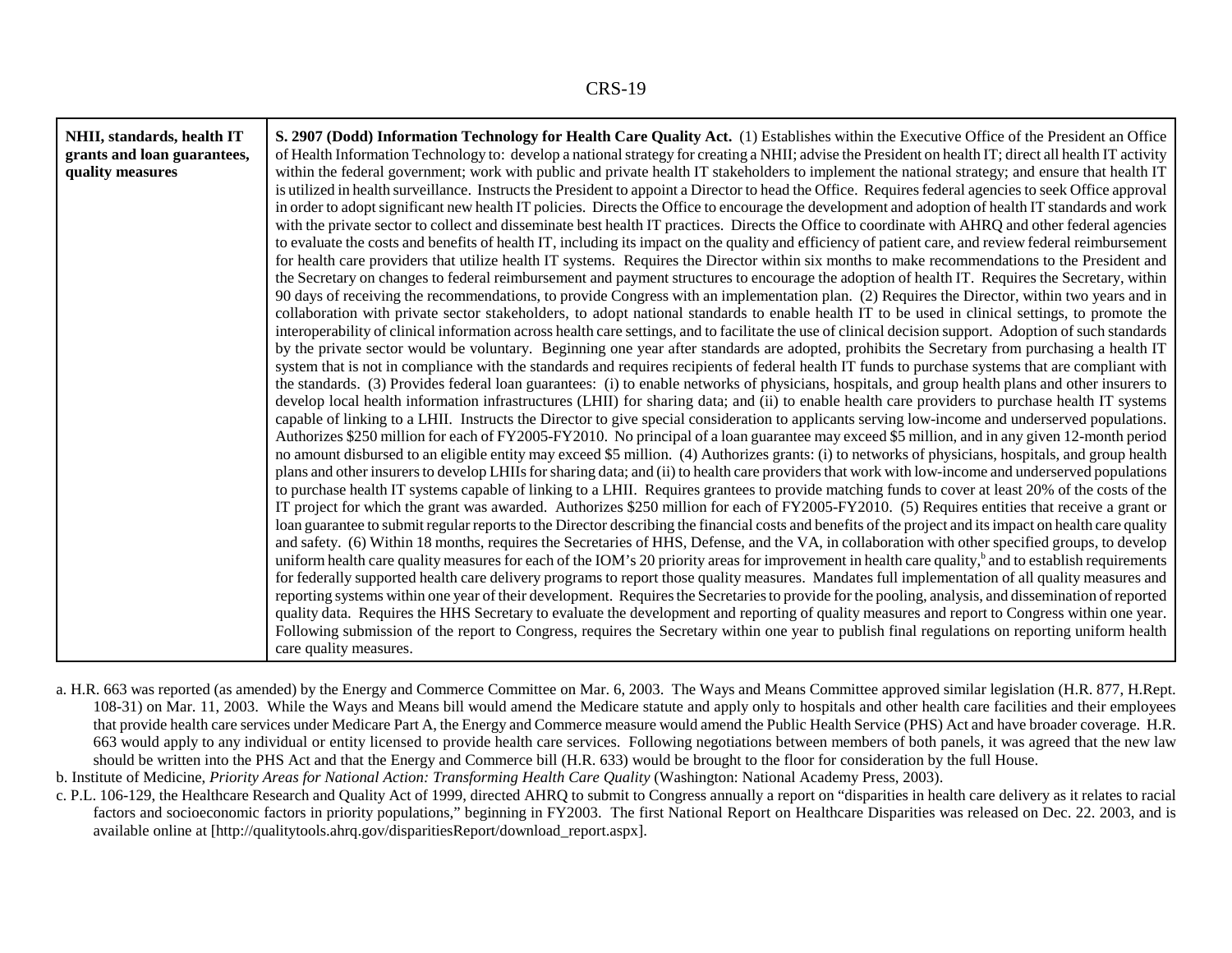| | |
|---|---|
| **NHII, standards, health IT grants and loan guarantees, quality measures** | **S. 2907 (Dodd) Information Technology for Health Care Quality Act.** (1) Establishes within the Executive Office of the President an Office of Health Information Technology to: develop a national strategy for creating a NHII; advise the President on health IT; direct all health IT activity within the federal government; work with public and private health IT stakeholders to implement the national strategy; and ensure that health IT is utilized in health surveillance. Instructs the President to appoint a Director to head the Office. Requires federal agencies to seek Office approval in order to adopt significant new health IT policies. Directs the Office to encourage the development and adoption of health IT standards and work with the private sector to collect and disseminate best health IT practices. Directs the Office to coordinate with AHRQ and other federal agencies to evaluate the costs and benefits of health IT, including its impact on the quality and efficiency of patient care, and review federal reimbursement for health care providers that utilize health IT systems. Requires the Director within six months to make recommendations to the President and the Secretary on changes to federal reimbursement and payment structures to encourage the adoption of health IT. Requires the Secretary, within 90 days of receiving the recommendations, to provide Congress with an implementation plan. (2) Requires the Director, within two years and in collaboration with private sector stakeholders, to adopt national standards to enable health IT to be used in clinical settings, to promote the interoperability of clinical information across health care settings, and to facilitate the use of clinical decision support. Adoption of such standards by the private sector would be voluntary. Beginning one year after standards are adopted, prohibits the Secretary from purchasing a health IT system that is not in compliance with the standards and requires recipients of federal health IT funds to purchase systems that are compliant with the standards. (3) Provides federal loan guarantees: (i) to enable networks of physicians, hospitals, and group health plans and other insurers to develop local health information infrastructures (LHII) for sharing data; and (ii) to enable health care providers to purchase health IT systems capable of linking to a LHII. Instructs the Director to give special consideration to applicants serving low-income and underserved populations. Authorizes \$250 million for each of FY2005-FY2010. No principal of a loan guarantee may exceed \$5 million, and in any given 12-month period no amount disbursed to an eligible entity may exceed \$5 million. (4) Authorizes grants: (i) to networks of physicians, hospitals, and group health plans and other insurers to develop LHIIs for sharing data; and (ii) to health care providers that work with low-income and underserved populations to purchase health IT systems capable of linking to a LHII. Requires grantees to provide matching funds to cover at least 20% of the costs of the IT project for which the grant was awarded. Authorizes \$250 million for each of FY2005-FY2010. (5) Requires entities that receive a grant or loan guarantee to submit regular reports to the Director describing the financial costs and benefits of the project and its impact on health care quality and safety. (6) Within 18 months, requires the Secretaries of HHS, Defense, and the VA, in collaboration with other specified groups, to develop uniform health care quality measures for each of the IOM's 20 priority areas for improvement in health care quality,[b] and to establish requirements for federally supported health care delivery programs to report those quality measures. Mandates full implementation of all quality measures and reporting systems within one year of their development. Requires the Secretaries to provide for the pooling, analysis, and dissemination of reported quality data. Requires the HHS Secretary to evaluate the development and reporting of quality measures and report to Congress within one year. Following submission of the report to Congress, requires the Secretary within one year to publish final regulations on reporting uniform health care quality measures. |

a. H.R. 663 was reported (as amended) by the Energy and Commerce Committee on Mar. 6, 2003. The Ways and Means Committee approved similar legislation (H.R. 877, H.Rept. 108-31) on Mar. 11, 2003. While the Ways and Means bill would amend the Medicare statute and apply only to hospitals and other health care facilities and their employees that provide health care services under Medicare Part A, the Energy and Commerce measure would amend the Public Health Service (PHS) Act and have broader coverage. H.R. 663 would apply to any individual or entity licensed to provide health care services. Following negotiations between members of both panels, it was agreed that the new law should be written into the PHS Act and that the Energy and Commerce bill (H.R. 633) would be brought to the floor for consideration by the full House.

b. Institute of Medicine, *Priority Areas for National Action: Transforming Health Care Quality* (Washington: National Academy Press, 2003).

c. P.L. 106-129, the Healthcare Research and Quality Act of 1999, directed AHRQ to submit to Congress annually a report on "disparities in health care delivery as it relates to racial factors and socioeconomic factors in priority populations," beginning in FY2003. The first National Report on Healthcare Disparities was released on Dec. 22. 2003, and is available online at [http://qualitytools.ahrq.gov/disparitiesReport/download_report.aspx].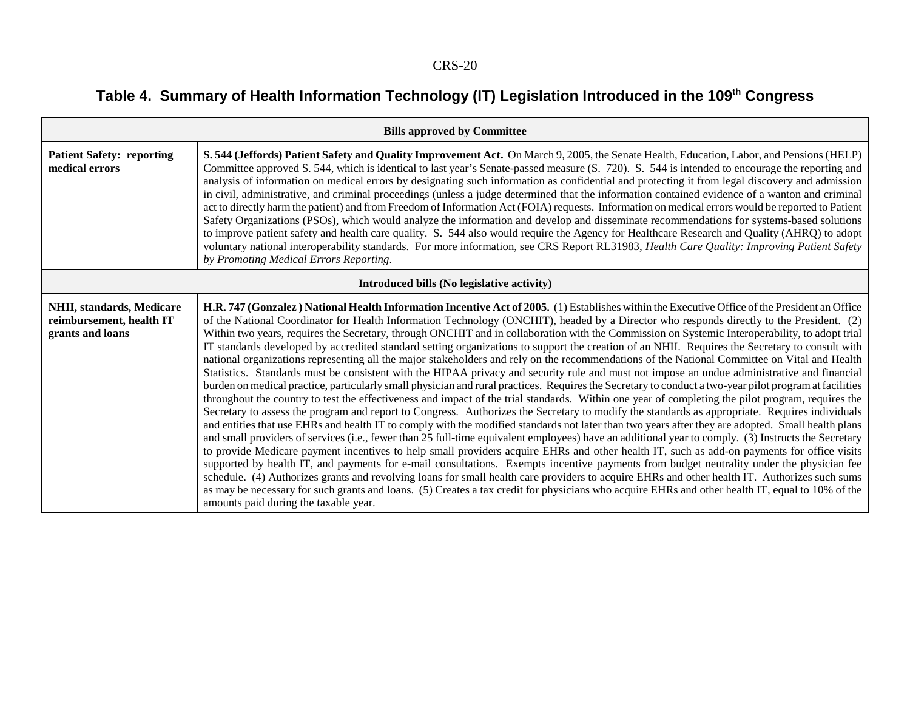**Table 4. Summary of Health Information Technology (IT) Legislation Introduced in the 109th Congress**

| | |
|---|---|
| **Bills approved by Committee** | |
| **Patient Safety: reporting medical errors** | **S. 544 (Jeffords) Patient Safety and Quality Improvement Act.** On March 9, 2005, the Senate Health, Education, Labor, and Pensions (HELP) Committee approved S. 544, which is identical to last year's Senate-passed measure (S. 720). S. 544 is intended to encourage the reporting and analysis of information on medical errors by designating such information as confidential and protecting it from legal discovery and admission in civil, administrative, and criminal proceedings (unless a judge determined that the information contained evidence of a wanton and criminal act to directly harm the patient) and from Freedom of Information Act (FOIA) requests. Information on medical errors would be reported to Patient Safety Organizations (PSOs), which would analyze the information and develop and disseminate recommendations for systems-based solutions to improve patient safety and health care quality. S. 544 also would require the Agency for Healthcare Research and Quality (AHRQ) to adopt voluntary national interoperability standards. For more information, see CRS Report RL31983, *Health Care Quality: Improving Patient Safety by Promoting Medical Errors Reporting*. |
| **Introduced bills (No legislative activity)** | |
| **NHII, standards, Medicare reimbursement, health IT grants and loans** | **H.R. 747 (Gonzalez ) National Health Information Incentive Act of 2005.** (1) Establishes within the Executive Office of the President an Office of the National Coordinator for Health Information Technology (ONCHIT), headed by a Director who responds directly to the President. (2) Within two years, requires the Secretary, through ONCHIT and in collaboration with the Commission on Systemic Interoperability, to adopt trial IT standards developed by accredited standard setting organizations to support the creation of an NHII. Requires the Secretary to consult with national organizations representing all the major stakeholders and rely on the recommendations of the National Committee on Vital and Health Statistics. Standards must be consistent with the HIPAA privacy and security rule and must not impose an undue administrative and financial burden on medical practice, particularly small physician and rural practices. Requires the Secretary to conduct a two-year pilot program at facilities throughout the country to test the effectiveness and impact of the trial standards. Within one year of completing the pilot program, requires the Secretary to assess the program and report to Congress. Authorizes the Secretary to modify the standards as appropriate. Requires individuals and entities that use EHRs and health IT to comply with the modified standards not later than two years after they are adopted. Small health plans and small providers of services (i.e., fewer than 25 full-time equivalent employees) have an additional year to comply. (3) Instructs the Secretary to provide Medicare payment incentives to help small providers acquire EHRs and other health IT, such as add-on payments for office visits supported by health IT, and payments for e-mail consultations. Exempts incentive payments from budget neutrality under the physician fee schedule. (4) Authorizes grants and revolving loans for small health care providers to acquire EHRs and other health IT. Authorizes such sums as may be necessary for such grants and loans. (5) Creates a tax credit for physicians who acquire EHRs and other health IT, equal to 10% of the amounts paid during the taxable year. |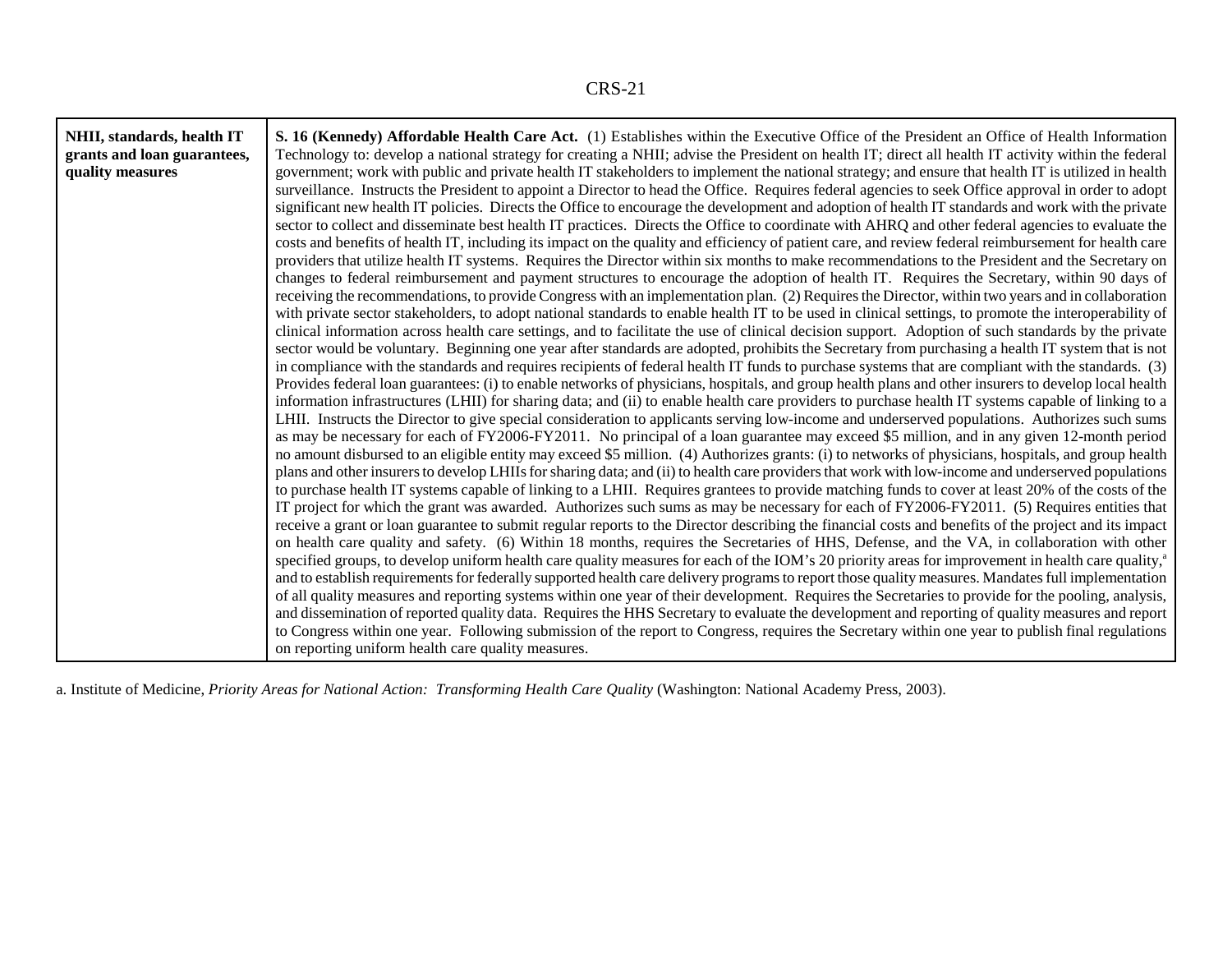| | |
|---|---|
| **NHII, standards, health IT grants and loan guarantees, quality measures** | **S. 16 (Kennedy) Affordable Health Care Act.** (1) Establishes within the Executive Office of the President an Office of Health Information Technology to: develop a national strategy for creating a NHII; advise the President on health IT; direct all health IT activity within the federal government; work with public and private health IT stakeholders to implement the national strategy; and ensure that health IT is utilized in health surveillance. Instructs the President to appoint a Director to head the Office. Requires federal agencies to seek Office approval in order to adopt significant new health IT policies. Directs the Office to encourage the development and adoption of health IT standards and work with the private sector to collect and disseminate best health IT practices. Directs the Office to coordinate with AHRQ and other federal agencies to evaluate the costs and benefits of health IT, including its impact on the quality and efficiency of patient care, and review federal reimbursement for health care providers that utilize health IT systems. Requires the Director within six months to make recommendations to the President and the Secretary on changes to federal reimbursement and payment structures to encourage the adoption of health IT. Requires the Secretary, within 90 days of receiving the recommendations, to provide Congress with an implementation plan. (2) Requires the Director, within two years and in collaboration with private sector stakeholders, to adopt national standards to enable health IT to be used in clinical settings, to promote the interoperability of clinical information across health care settings, and to facilitate the use of clinical decision support. Adoption of such standards by the private sector would be voluntary. Beginning one year after standards are adopted, prohibits the Secretary from purchasing a health IT system that is not in compliance with the standards and requires recipients of federal health IT funds to purchase systems that are compliant with the standards. (3) Provides federal loan guarantees: (i) to enable networks of physicians, hospitals, and group health plans and other insurers to develop local health information infrastructures (LHII) for sharing data; and (ii) to enable health care providers to purchase health IT systems capable of linking to a LHII. Instructs the Director to give special consideration to applicants serving low-income and underserved populations. Authorizes such sums as may be necessary for each of FY2006-FY2011. No principal of a loan guarantee may exceed $5 million, and in any given 12-month period no amount disbursed to an eligible entity may exceed $5 million. (4) Authorizes grants: (i) to networks of physicians, hospitals, and group health plans and other insurers to develop LHIIs for sharing data; and (ii) to health care providers that work with low-income and underserved populations to purchase health IT systems capable of linking to a LHII. Requires grantees to provide matching funds to cover at least 20% of the costs of the IT project for which the grant was awarded. Authorizes such sums as may be necessary for each of FY2006-FY2011. (5) Requires entities that receive a grant or loan guarantee to submit regular reports to the Director describing the financial costs and benefits of the project and its impact on health care quality and safety. (6) Within 18 months, requires the Secretaries of HHS, Defense, and the VA, in collaboration with other specified groups, to develop uniform health care quality measures for each of the IOM's 20 priority areas for improvement in health care quality,[a] and to establish requirements for federally supported health care delivery programs to report those quality measures. Mandates full implementation of all quality measures and reporting systems within one year of their development. Requires the Secretaries to provide for the pooling, analysis, and dissemination of reported quality data. Requires the HHS Secretary to evaluate the development and reporting of quality measures and report to Congress within one year. Following submission of the report to Congress, requires the Secretary within one year to publish final regulations on reporting uniform health care quality measures. |

a. Institute of Medicine, *Priority Areas for National Action: Transforming Health Care Quality* (Washington: National Academy Press, 2003).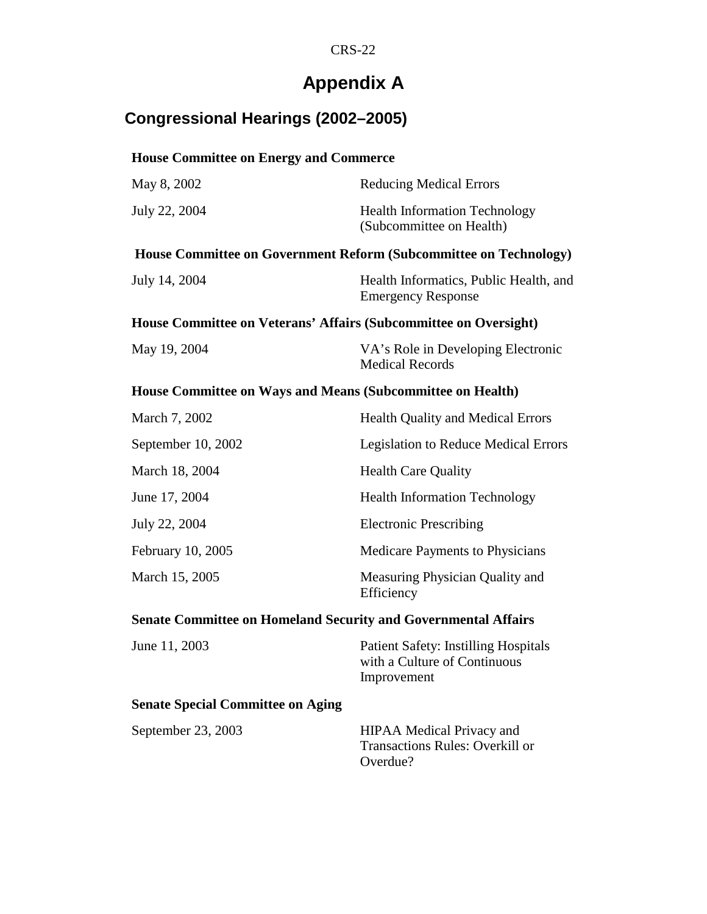# Appendix A

## Congressional Hearings (2002–2005)

**House Committee on Energy and Commerce**

| | |
|---|---|
| May 8, 2002 | Reducing Medical Errors |
| July 22, 2004 | Health Information Technology (Subcommittee on Health) |

**House Committee on Government Reform (Subcommittee on Technology)**

| | |
|---|---|
| July 14, 2004 | Health Informatics, Public Health, and Emergency Response |

**House Committee on Veterans' Affairs (Subcommittee on Oversight)**

| | |
|---|---|
| May 19, 2004 | VA's Role in Developing Electronic Medical Records |

**House Committee on Ways and Means (Subcommittee on Health)**

| | |
|---|---|
| March 7, 2002 | Health Quality and Medical Errors |
| September 10, 2002 | Legislation to Reduce Medical Errors |
| March 18, 2004 | Health Care Quality |
| June 17, 2004 | Health Information Technology |
| July 22, 2004 | Electronic Prescribing |
| February 10, 2005 | Medicare Payments to Physicians |
| March 15, 2005 | Measuring Physician Quality and Efficiency |

**Senate Committee on Homeland Security and Governmental Affairs**

| | |
|---|---|
| June 11, 2003 | Patient Safety: Instilling Hospitals with a Culture of Continuous Improvement |

**Senate Special Committee on Aging**

| | |
|---|---|
| September 23, 2003 | HIPAA Medical Privacy and Transactions Rules: Overkill or Overdue? |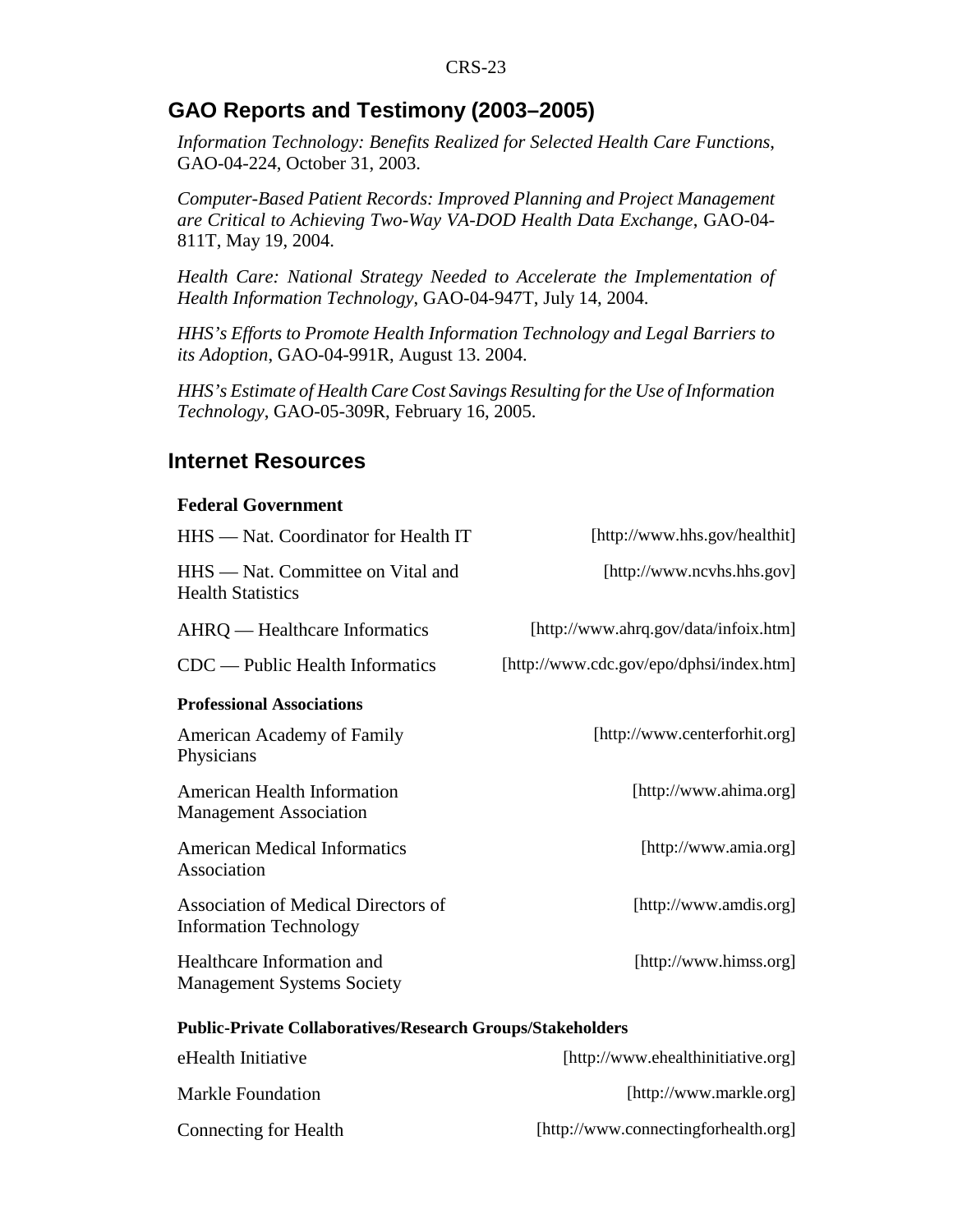## GAO Reports and Testimony (2003–2005)

*Information Technology: Benefits Realized for Selected Health Care Functions*, GAO-04-224, October 31, 2003.

*Computer-Based Patient Records: Improved Planning and Project Management are Critical to Achieving Two-Way VA-DOD Health Data Exchange*, GAO-04-811T, May 19, 2004.

*Health Care: National Strategy Needed to Accelerate the Implementation of Health Information Technology*, GAO-04-947T, July 14, 2004.

*HHS's Efforts to Promote Health Information Technology and Legal Barriers to its Adoption*, GAO-04-991R, August 13. 2004.

*HHS's Estimate of Health Care Cost Savings Resulting for the Use of Information Technology*, GAO-05-309R, February 16, 2005.

## Internet Resources

**Federal Government**

| | |
|---|---|
| HHS — Nat. Coordinator for Health IT | [http://www.hhs.gov/healthit] |
| HHS — Nat. Committee on Vital and Health Statistics | [http://www.ncvhs.hhs.gov] |
| AHRQ — Healthcare Informatics | [http://www.ahrq.gov/data/infoix.htm] |
| CDC — Public Health Informatics | [http://www.cdc.gov/epo/dphsi/index.htm] |

**Professional Associations**

| | |
|---|---|
| American Academy of Family Physicians | [http://www.centerforhit.org] |
| American Health Information Management Association | [http://www.ahima.org] |
| American Medical Informatics Association | [http://www.amia.org] |
| Association of Medical Directors of Information Technology | [http://www.amdis.org] |
| Healthcare Information and Management Systems Society | [http://www.himss.org] |

**Public-Private Collaboratives/Research Groups/Stakeholders**

| | |
|---|---|
| eHealth Initiative | [http://www.ehealthinitiative.org] |
| Markle Foundation | [http://www.markle.org] |
| Connecting for Health | [http://www.connectingforhealth.org] |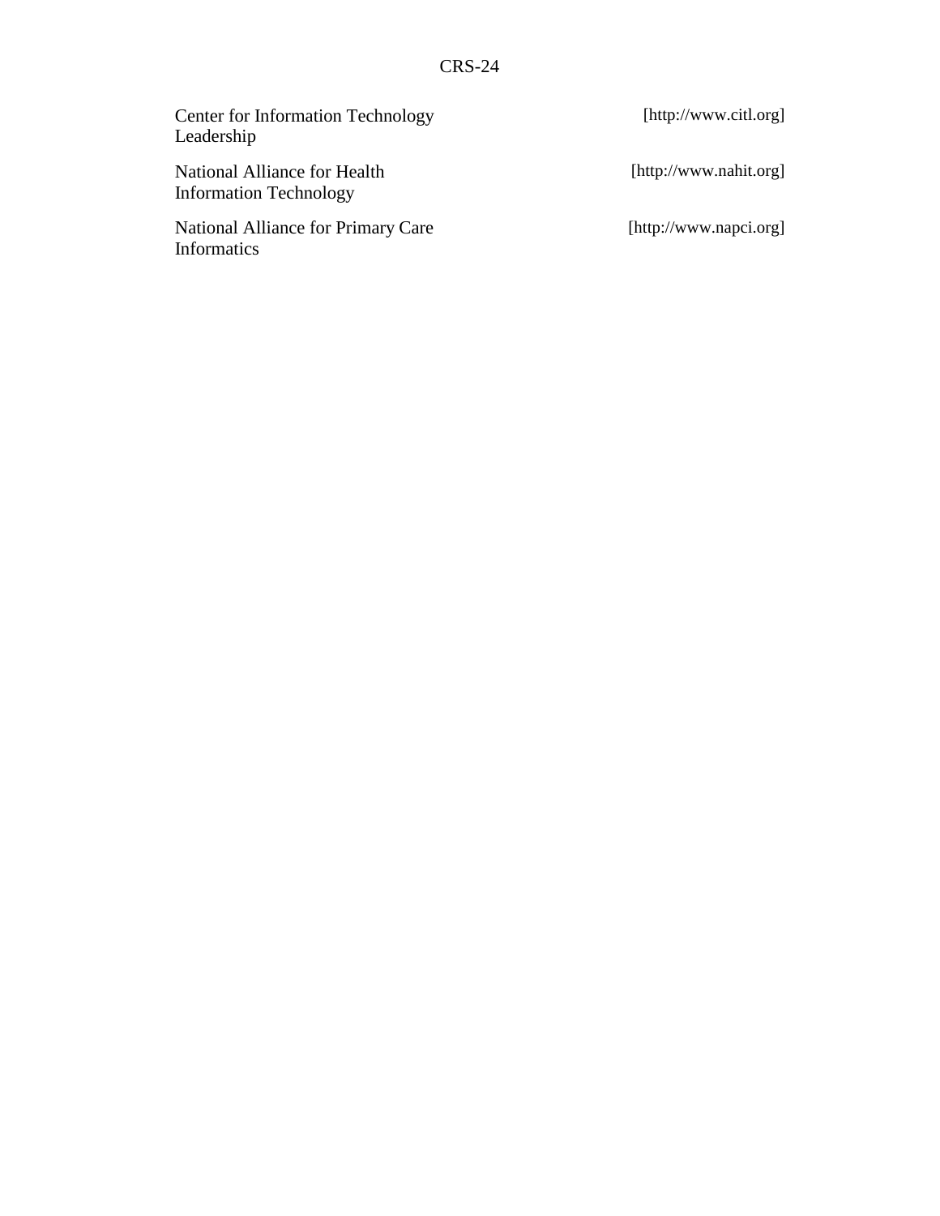Center for Information Technology Leadership [http://www.citl.org]

National Alliance for Health Information Technology [http://www.nahit.org]

National Alliance for Primary Care Informatics [http://www.napci.org]